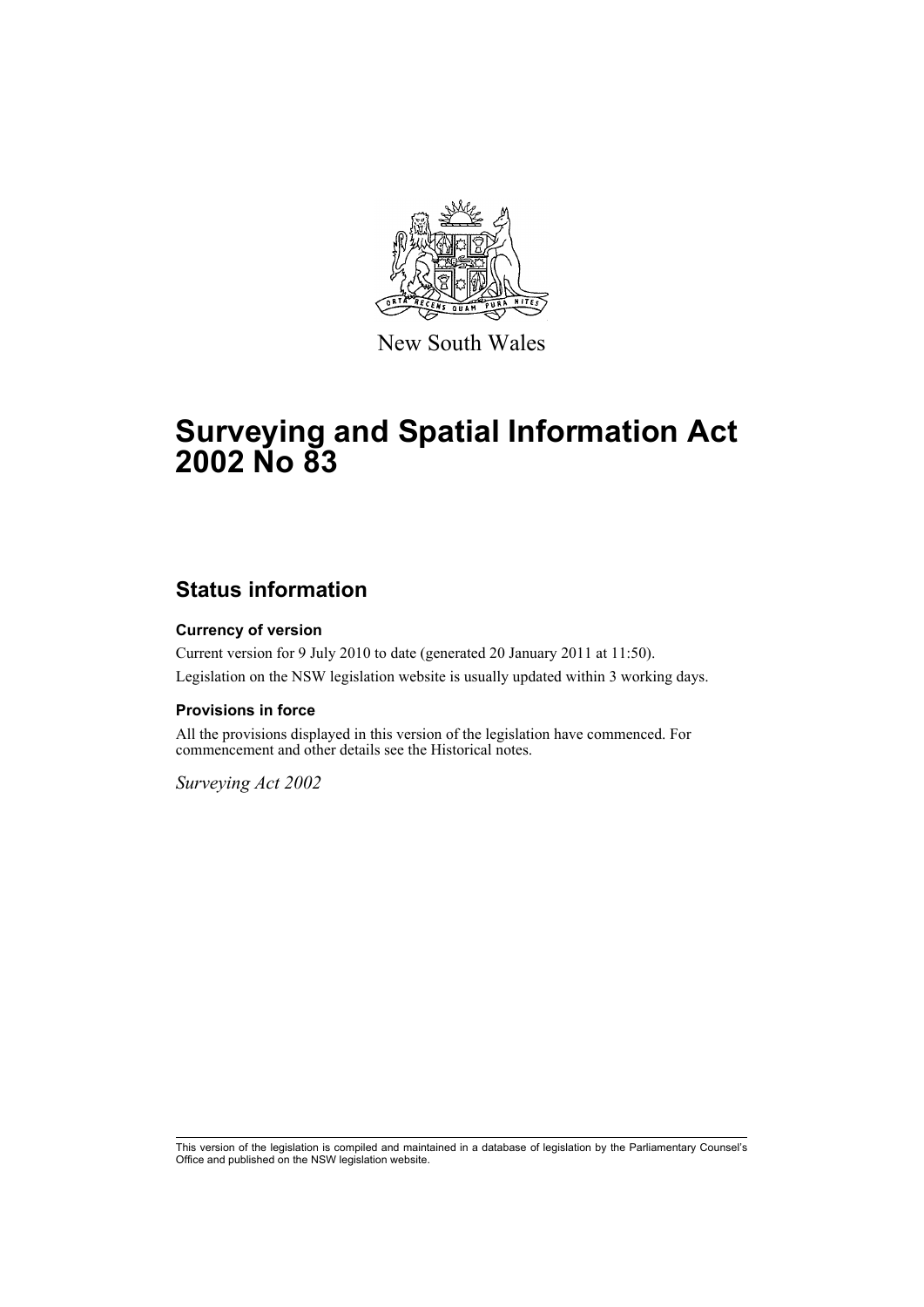New South Wales

# Surveying and Spatial Information Act 2002 No 83

## Status information

### Currency of version

Current version for 9 July 2010 to date (generated 20 January 2011 at 11:50).

Legislation on the NSW legislation website is usually updated within 3 working days.

### Provisions in force

All the provisions displayed in this version of the legislation have commenced. For commencement and other details see the Historical notes.

*Surveying Act 2002*

This version of the legislation is compiled and maintained in a database of legislation by the Parliamentary Counsel's Office and published on the NSW legislation website.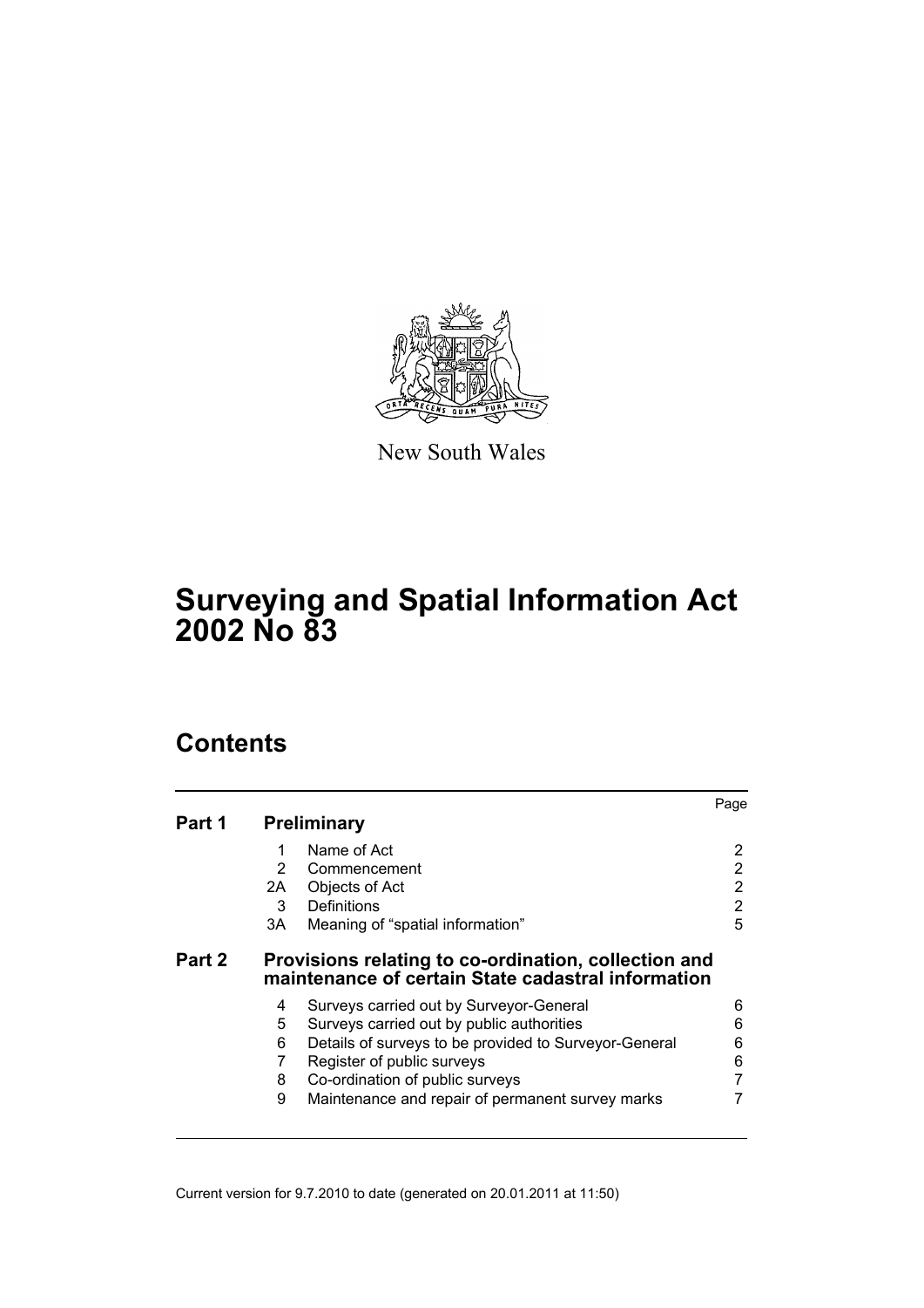New South Wales

# Surveying and Spatial Information Act 2002 No 83

## Contents

| | | | Page |
|---|---|---|---|
| **Part 1** | **Preliminary** | | |
| | 1 | Name of Act | 2 |
| | 2 | Commencement | 2 |
| | 2A | Objects of Act | 2 |
| | 3 | Definitions | 2 |
| | 3A | Meaning of "spatial information" | 5 |
| **Part 2** | **Provisions relating to co-ordination, collection and maintenance of certain State cadastral information** | | |
| | 4 | Surveys carried out by Surveyor-General | 6 |
| | 5 | Surveys carried out by public authorities | 6 |
| | 6 | Details of surveys to be provided to Surveyor-General | 6 |
| | 7 | Register of public surveys | 6 |
| | 8 | Co-ordination of public surveys | 7 |
| | 9 | Maintenance and repair of permanent survey marks | 7 |

Current version for 9.7.2010 to date (generated on 20.01.2011 at 11:50)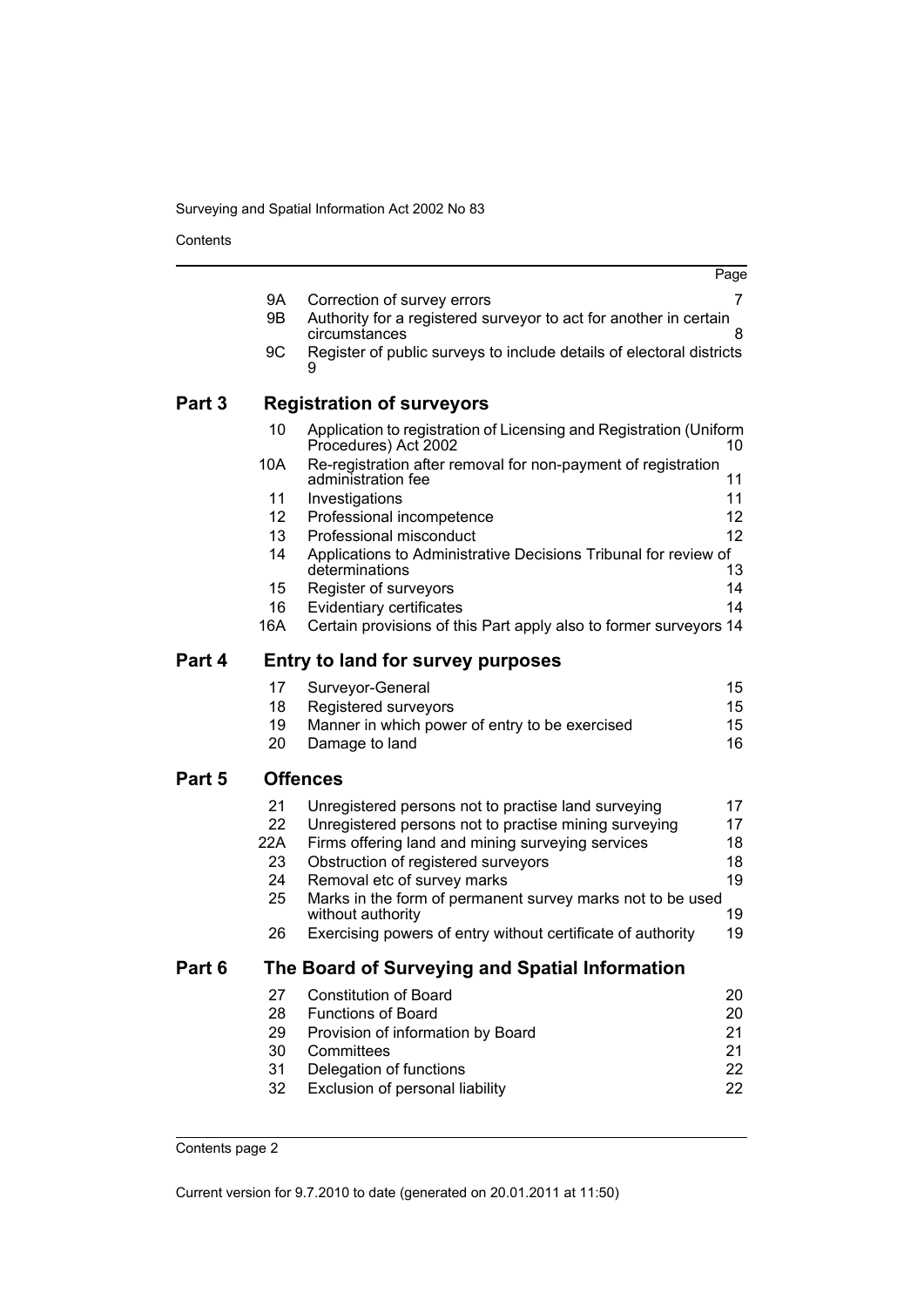| | | | Page |
|---|---|---|---|
| | 9A | Correction of survey errors | 7 |
| | 9B | Authority for a registered surveyor to act for another in certain circumstances | 8 |
| | 9C | Register of public surveys to include details of electoral districts | 9 |
| **Part 3** | | **Registration of surveyors** | |
| | 10 | Application to registration of Licensing and Registration (Uniform Procedures) Act 2002 | 10 |
| | 10A | Re-registration after removal for non-payment of registration administration fee | 11 |
| | 11 | Investigations | 11 |
| | 12 | Professional incompetence | 12 |
| | 13 | Professional misconduct | 12 |
| | 14 | Applications to Administrative Decisions Tribunal for review of determinations | 13 |
| | 15 | Register of surveyors | 14 |
| | 16 | Evidentiary certificates | 14 |
| | 16A | Certain provisions of this Part apply also to former surveyors | 14 |
| **Part 4** | | **Entry to land for survey purposes** | |
| | 17 | Surveyor-General | 15 |
| | 18 | Registered surveyors | 15 |
| | 19 | Manner in which power of entry to be exercised | 15 |
| | 20 | Damage to land | 16 |
| **Part 5** | | **Offences** | |
| | 21 | Unregistered persons not to practise land surveying | 17 |
| | 22 | Unregistered persons not to practise mining surveying | 17 |
| | 22A | Firms offering land and mining surveying services | 18 |
| | 23 | Obstruction of registered surveyors | 18 |
| | 24 | Removal etc of survey marks | 19 |
| | 25 | Marks in the form of permanent survey marks not to be used without authority | 19 |
| | 26 | Exercising powers of entry without certificate of authority | 19 |
| **Part 6** | | **The Board of Surveying and Spatial Information** | |
| | 27 | Constitution of Board | 20 |
| | 28 | Functions of Board | 20 |
| | 29 | Provision of information by Board | 21 |
| | 30 | Committees | 21 |
| | 31 | Delegation of functions | 22 |
| | 32 | Exclusion of personal liability | 22 |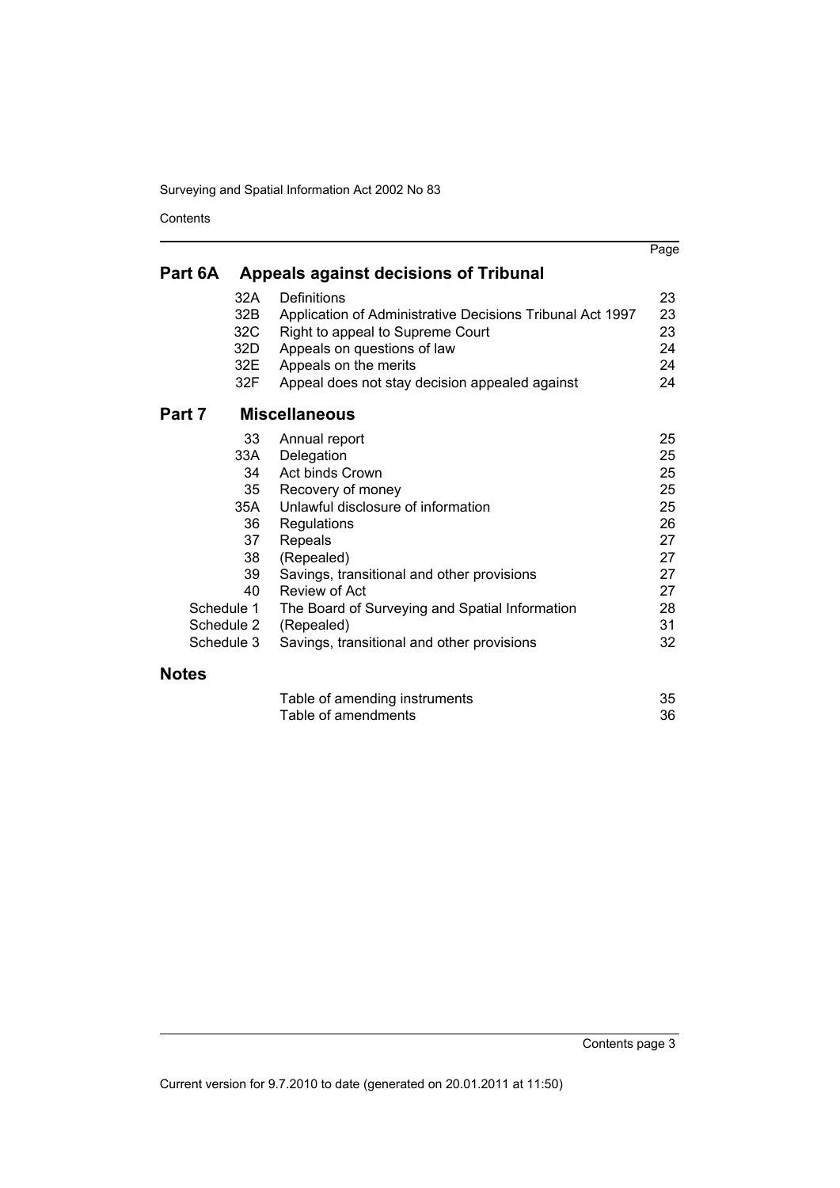| | | Page |
|---|---|---|
| **Part 6A** | **Appeals against decisions of Tribunal** | |
| 32A | Definitions | 23 |
| 32B | Application of Administrative Decisions Tribunal Act 1997 | 23 |
| 32C | Right to appeal to Supreme Court | 23 |
| 32D | Appeals on questions of law | 24 |
| 32E | Appeals on the merits | 24 |
| 32F | Appeal does not stay decision appealed against | 24 |
| **Part 7** | **Miscellaneous** | |
| 33 | Annual report | 25 |
| 33A | Delegation | 25 |
| 34 | Act binds Crown | 25 |
| 35 | Recovery of money | 25 |
| 35A | Unlawful disclosure of information | 25 |
| 36 | Regulations | 26 |
| 37 | Repeals | 27 |
| 38 | (Repealed) | 27 |
| 39 | Savings, transitional and other provisions | 27 |
| 40 | Review of Act | 27 |
| Schedule 1 | The Board of Surveying and Spatial Information | 28 |
| Schedule 2 | (Repealed) | 31 |
| Schedule 3 | Savings, transitional and other provisions | 32 |
| **Notes** | | |
| | Table of amending instruments | 35 |
| | Table of amendments | 36 |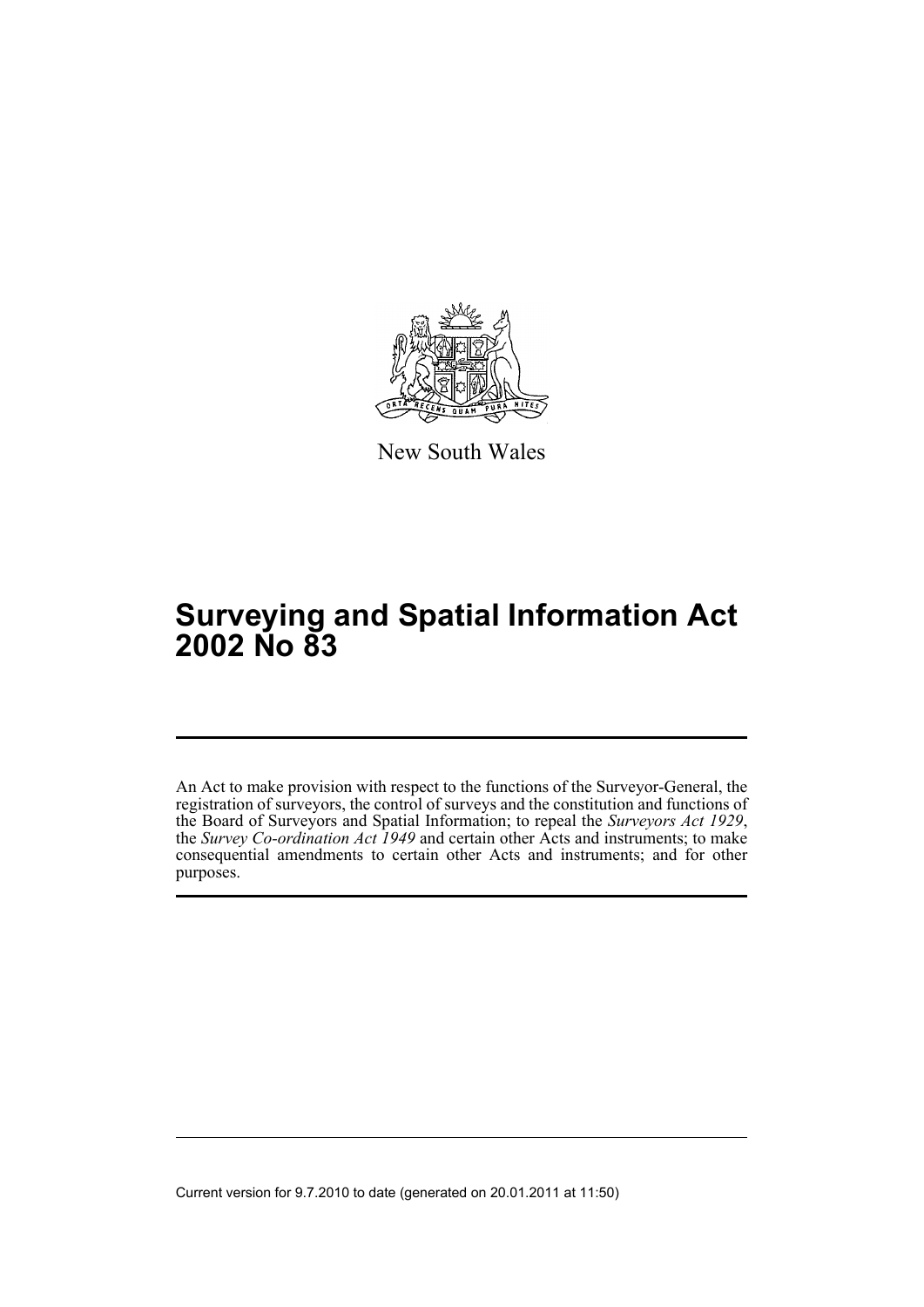New South Wales

# Surveying and Spatial Information Act 2002 No 83

An Act to make provision with respect to the functions of the Surveyor-General, the registration of surveyors, the control of surveys and the constitution and functions of the Board of Surveyors and Spatial Information; to repeal the *Surveyors Act 1929*, the *Survey Co-ordination Act 1949* and certain other Acts and instruments; to make consequential amendments to certain other Acts and instruments; and for other purposes.

Current version for 9.7.2010 to date (generated on 20.01.2011 at 11:50)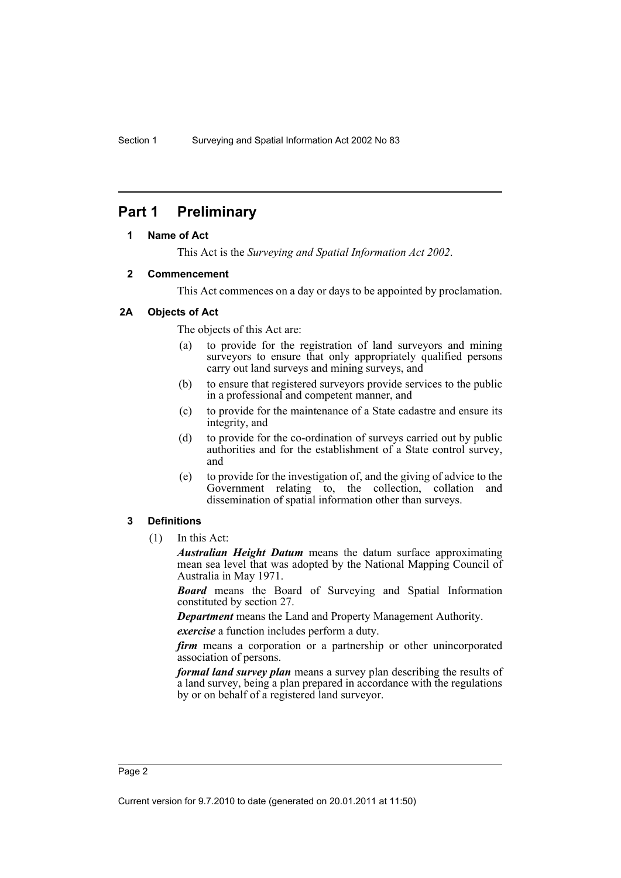## Part 1 Preliminary

### 1 Name of Act

This Act is the *Surveying and Spatial Information Act 2002*.

### 2 Commencement

This Act commences on a day or days to be appointed by proclamation.

### 2A Objects of Act

The objects of this Act are:

(a) to provide for the registration of land surveyors and mining surveyors to ensure that only appropriately qualified persons carry out land surveys and mining surveys, and

(b) to ensure that registered surveyors provide services to the public in a professional and competent manner, and

(c) to provide for the maintenance of a State cadastre and ensure its integrity, and

(d) to provide for the co-ordination of surveys carried out by public authorities and for the establishment of a State control survey, and

(e) to provide for the investigation of, and the giving of advice to the Government relating to, the collection, collation and dissemination of spatial information other than surveys.

### 3 Definitions

(1) In this Act:

***Australian Height Datum*** means the datum surface approximating mean sea level that was adopted by the National Mapping Council of Australia in May 1971.

***Board*** means the Board of Surveying and Spatial Information constituted by section 27.

***Department*** means the Land and Property Management Authority.

***exercise*** a function includes perform a duty.

***firm*** means a corporation or a partnership or other unincorporated association of persons.

***formal land survey plan*** means a survey plan describing the results of a land survey, being a plan prepared in accordance with the regulations by or on behalf of a registered land surveyor.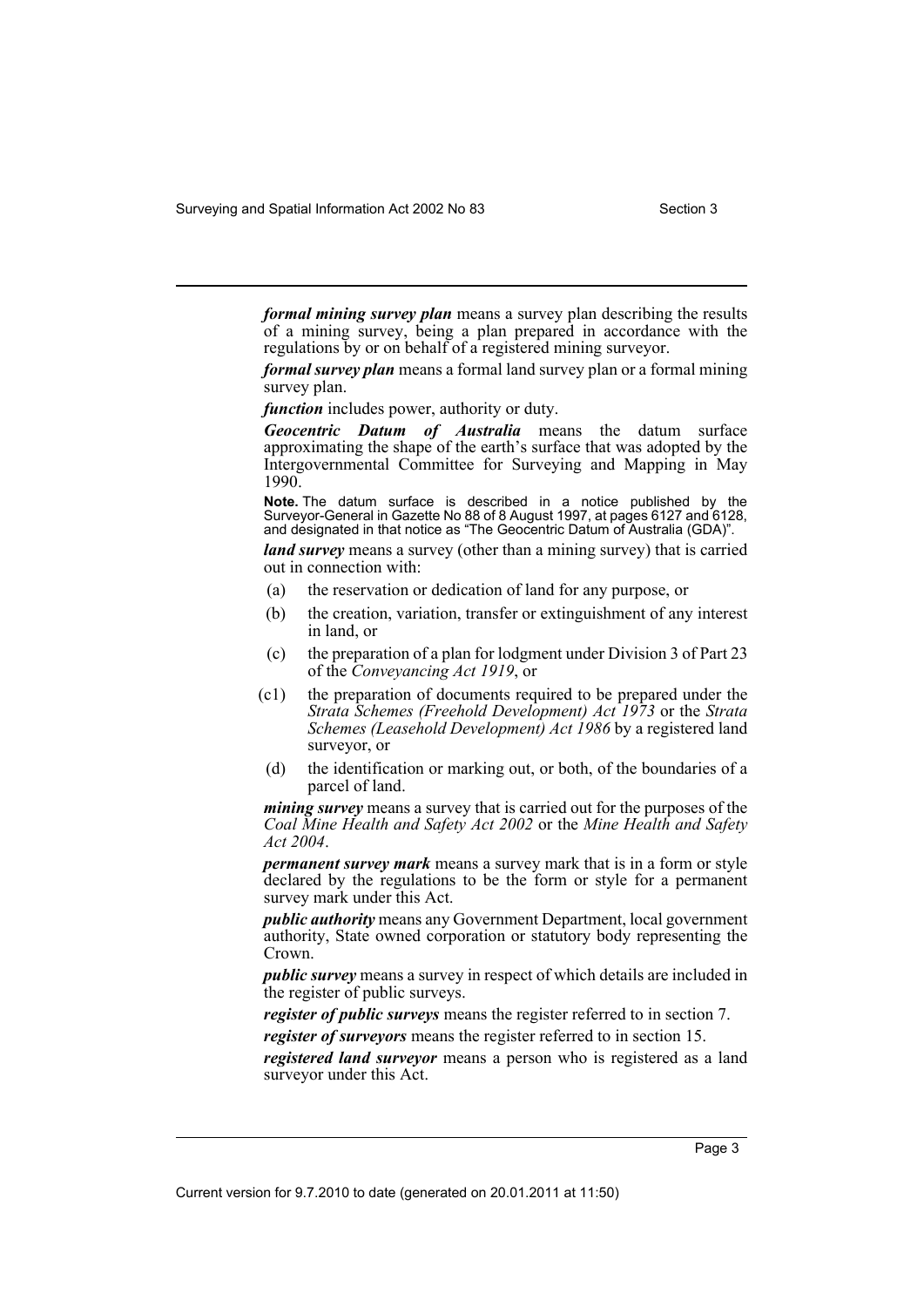***formal mining survey plan*** means a survey plan describing the results of a mining survey, being a plan prepared in accordance with the regulations by or on behalf of a registered mining surveyor.

***formal survey plan*** means a formal land survey plan or a formal mining survey plan.

***function*** includes power, authority or duty.

***Geocentric Datum of Australia*** means the datum surface approximating the shape of the earth's surface that was adopted by the Intergovernmental Committee for Surveying and Mapping in May 1990.

**Note.** The datum surface is described in a notice published by the Surveyor-General in Gazette No 88 of 8 August 1997, at pages 6127 and 6128, and designated in that notice as "The Geocentric Datum of Australia (GDA)".

***land survey*** means a survey (other than a mining survey) that is carried out in connection with:

- (a) the reservation or dedication of land for any purpose, or
- (b) the creation, variation, transfer or extinguishment of any interest in land, or
- (c) the preparation of a plan for lodgment under Division 3 of Part 23 of the *Conveyancing Act 1919*, or
- (c1) the preparation of documents required to be prepared under the *Strata Schemes (Freehold Development) Act 1973* or the *Strata Schemes (Leasehold Development) Act 1986* by a registered land surveyor, or
- (d) the identification or marking out, or both, of the boundaries of a parcel of land.

***mining survey*** means a survey that is carried out for the purposes of the *Coal Mine Health and Safety Act 2002* or the *Mine Health and Safety Act 2004*.

***permanent survey mark*** means a survey mark that is in a form or style declared by the regulations to be the form or style for a permanent survey mark under this Act.

***public authority*** means any Government Department, local government authority, State owned corporation or statutory body representing the Crown.

***public survey*** means a survey in respect of which details are included in the register of public surveys.

***register of public surveys*** means the register referred to in section 7.

***register of surveyors*** means the register referred to in section 15.

***registered land surveyor*** means a person who is registered as a land surveyor under this Act.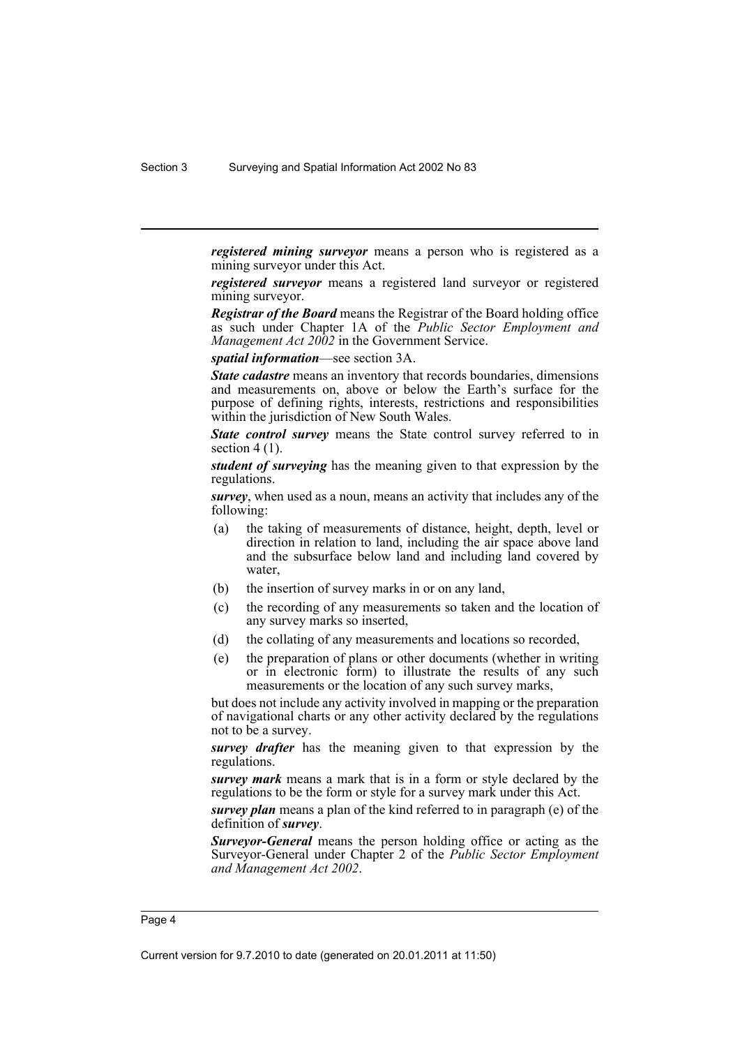***registered mining surveyor*** means a person who is registered as a mining surveyor under this Act.

***registered surveyor*** means a registered land surveyor or registered mining surveyor.

***Registrar of the Board*** means the Registrar of the Board holding office as such under Chapter 1A of the *Public Sector Employment and Management Act 2002* in the Government Service.

***spatial information***—see section 3A.

***State cadastre*** means an inventory that records boundaries, dimensions and measurements on, above or below the Earth's surface for the purpose of defining rights, interests, restrictions and responsibilities within the jurisdiction of New South Wales.

***State control survey*** means the State control survey referred to in section 4 (1).

***student of surveying*** has the meaning given to that expression by the regulations.

***survey***, when used as a noun, means an activity that includes any of the following:

- (a) the taking of measurements of distance, height, depth, level or direction in relation to land, including the air space above land and the subsurface below land and including land covered by water,
- (b) the insertion of survey marks in or on any land,
- (c) the recording of any measurements so taken and the location of any survey marks so inserted,
- (d) the collating of any measurements and locations so recorded,
- (e) the preparation of plans or other documents (whether in writing or in electronic form) to illustrate the results of any such measurements or the location of any such survey marks,

but does not include any activity involved in mapping or the preparation of navigational charts or any other activity declared by the regulations not to be a survey.

***survey drafter*** has the meaning given to that expression by the regulations.

***survey mark*** means a mark that is in a form or style declared by the regulations to be the form or style for a survey mark under this Act.

***survey plan*** means a plan of the kind referred to in paragraph (e) of the definition of ***survey***.

***Surveyor-General*** means the person holding office or acting as the Surveyor-General under Chapter 2 of the *Public Sector Employment and Management Act 2002*.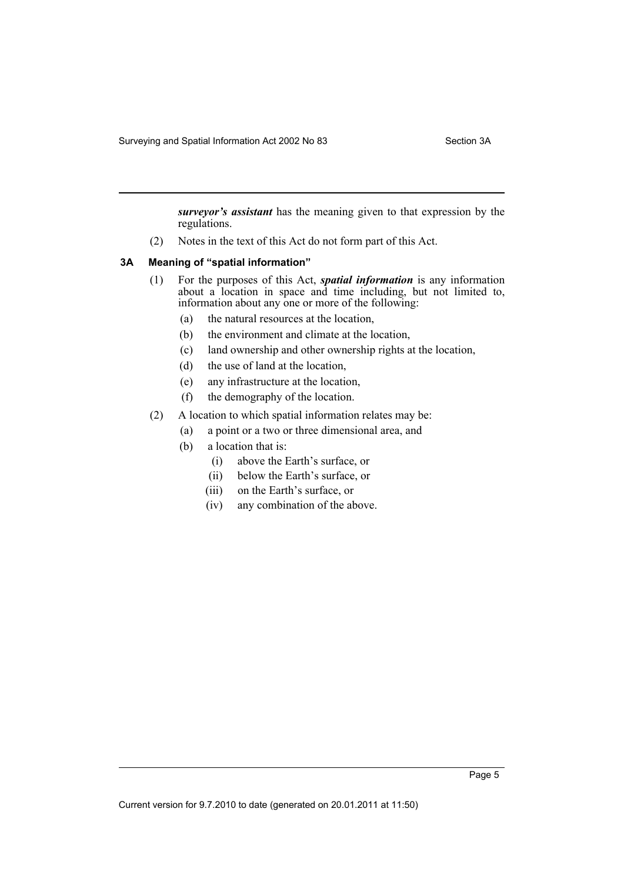***surveyor's assistant*** has the meaning given to that expression by the regulations.

(2) Notes in the text of this Act do not form part of this Act.

### 3A Meaning of "spatial information"

(1) For the purposes of this Act, ***spatial information*** is any information about a location in space and time including, but not limited to, information about any one or more of the following:

- (a) the natural resources at the location,
- (b) the environment and climate at the location,
- (c) land ownership and other ownership rights at the location,
- (d) the use of land at the location,
- (e) any infrastructure at the location,
- (f) the demography of the location.

(2) A location to which spatial information relates may be:

- (a) a point or a two or three dimensional area, and
- (b) a location that is:
  - (i) above the Earth's surface, or
  - (ii) below the Earth's surface, or
  - (iii) on the Earth's surface, or
  - (iv) any combination of the above.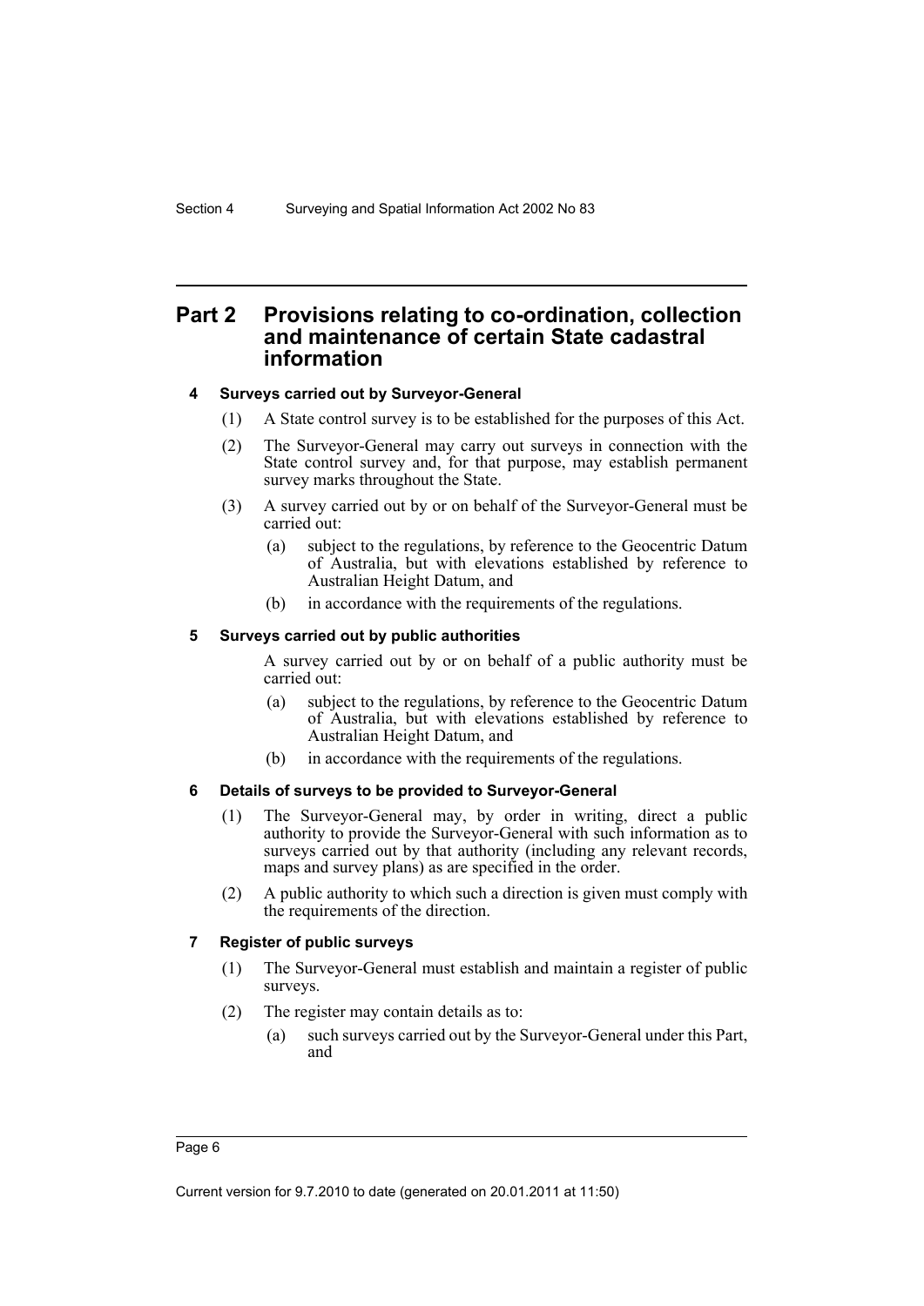## Part 2 Provisions relating to co-ordination, collection and maintenance of certain State cadastral information

### 4 Surveys carried out by Surveyor-General

(1) A State control survey is to be established for the purposes of this Act.

(2) The Surveyor-General may carry out surveys in connection with the State control survey and, for that purpose, may establish permanent survey marks throughout the State.

(3) A survey carried out by or on behalf of the Surveyor-General must be carried out:

- (a) subject to the regulations, by reference to the Geocentric Datum of Australia, but with elevations established by reference to Australian Height Datum, and
- (b) in accordance with the requirements of the regulations.

### 5 Surveys carried out by public authorities

A survey carried out by or on behalf of a public authority must be carried out:

- (a) subject to the regulations, by reference to the Geocentric Datum of Australia, but with elevations established by reference to Australian Height Datum, and
- (b) in accordance with the requirements of the regulations.

### 6 Details of surveys to be provided to Surveyor-General

(1) The Surveyor-General may, by order in writing, direct a public authority to provide the Surveyor-General with such information as to surveys carried out by that authority (including any relevant records, maps and survey plans) as are specified in the order.

(2) A public authority to which such a direction is given must comply with the requirements of the direction.

### 7 Register of public surveys

(1) The Surveyor-General must establish and maintain a register of public surveys.

(2) The register may contain details as to:

- (a) such surveys carried out by the Surveyor-General under this Part, and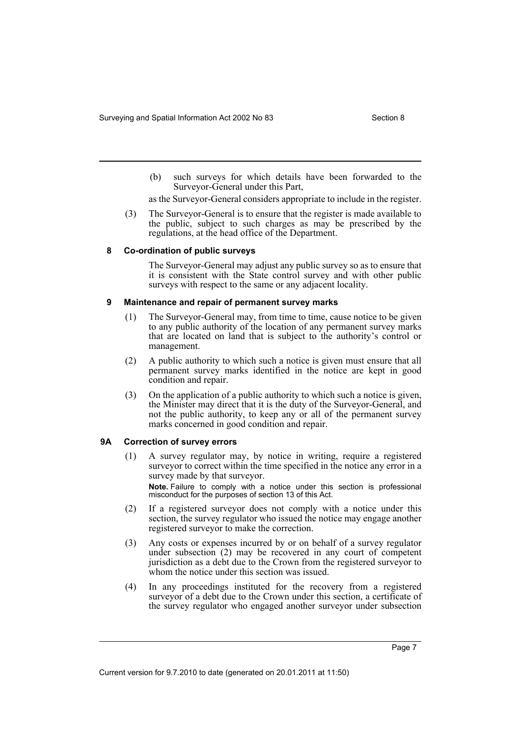(b) such surveys for which details have been forwarded to the Surveyor-General under this Part,

as the Surveyor-General considers appropriate to include in the register.

(3) The Surveyor-General is to ensure that the register is made available to the public, subject to such charges as may be prescribed by the regulations, at the head office of the Department.

### 8 Co-ordination of public surveys

The Surveyor-General may adjust any public survey so as to ensure that it is consistent with the State control survey and with other public surveys with respect to the same or any adjacent locality.

### 9 Maintenance and repair of permanent survey marks

(1) The Surveyor-General may, from time to time, cause notice to be given to any public authority of the location of any permanent survey marks that are located on land that is subject to the authority's control or management.

(2) A public authority to which such a notice is given must ensure that all permanent survey marks identified in the notice are kept in good condition and repair.

(3) On the application of a public authority to which such a notice is given, the Minister may direct that it is the duty of the Surveyor-General, and not the public authority, to keep any or all of the permanent survey marks concerned in good condition and repair.

### 9A Correction of survey errors

(1) A survey regulator may, by notice in writing, require a registered surveyor to correct within the time specified in the notice any error in a survey made by that surveyor.

**Note.** Failure to comply with a notice under this section is professional misconduct for the purposes of section 13 of this Act.

(2) If a registered surveyor does not comply with a notice under this section, the survey regulator who issued the notice may engage another registered surveyor to make the correction.

(3) Any costs or expenses incurred by or on behalf of a survey regulator under subsection (2) may be recovered in any court of competent jurisdiction as a debt due to the Crown from the registered surveyor to whom the notice under this section was issued.

(4) In any proceedings instituted for the recovery from a registered surveyor of a debt due to the Crown under this section, a certificate of the survey regulator who engaged another surveyor under subsection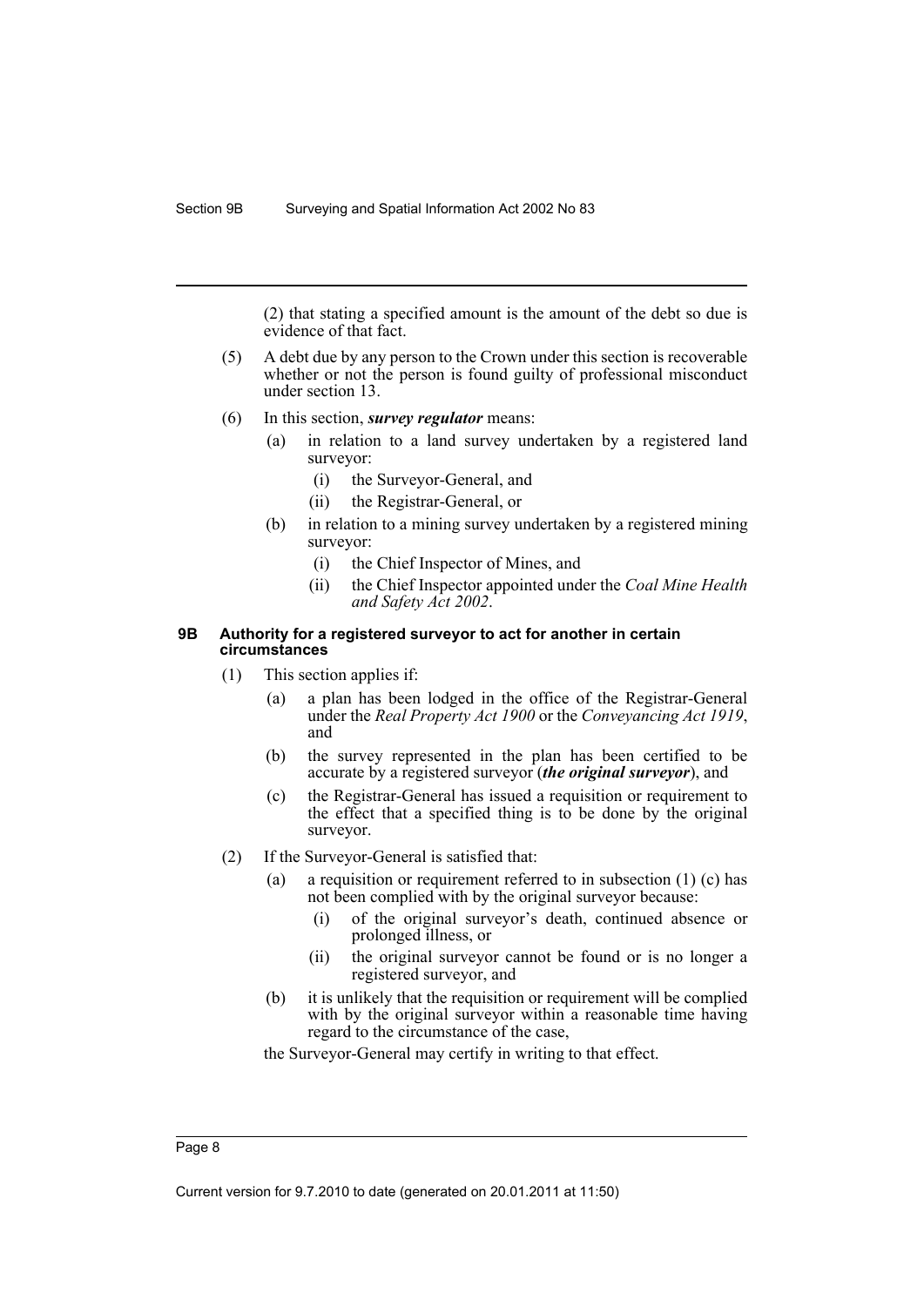(2) that stating a specified amount is the amount of the debt so due is evidence of that fact.

(5) A debt due by any person to the Crown under this section is recoverable whether or not the person is found guilty of professional misconduct under section 13.

(6) In this section, ***survey regulator*** means:

- (a) in relation to a land survey undertaken by a registered land surveyor:
  - (i) the Surveyor-General, and
  - (ii) the Registrar-General, or
- (b) in relation to a mining survey undertaken by a registered mining surveyor:
  - (i) the Chief Inspector of Mines, and
  - (ii) the Chief Inspector appointed under the *Coal Mine Health and Safety Act 2002*.

### 9B Authority for a registered surveyor to act for another in certain circumstances

(1) This section applies if:

- (a) a plan has been lodged in the office of the Registrar-General under the *Real Property Act 1900* or the *Conveyancing Act 1919*, and
- (b) the survey represented in the plan has been certified to be accurate by a registered surveyor (***the original surveyor***), and
- (c) the Registrar-General has issued a requisition or requirement to the effect that a specified thing is to be done by the original surveyor.

(2) If the Surveyor-General is satisfied that:

- (a) a requisition or requirement referred to in subsection (1) (c) has not been complied with by the original surveyor because:
  - (i) of the original surveyor's death, continued absence or prolonged illness, or
  - (ii) the original surveyor cannot be found or is no longer a registered surveyor, and
- (b) it is unlikely that the requisition or requirement will be complied with by the original surveyor within a reasonable time having regard to the circumstance of the case,

the Surveyor-General may certify in writing to that effect.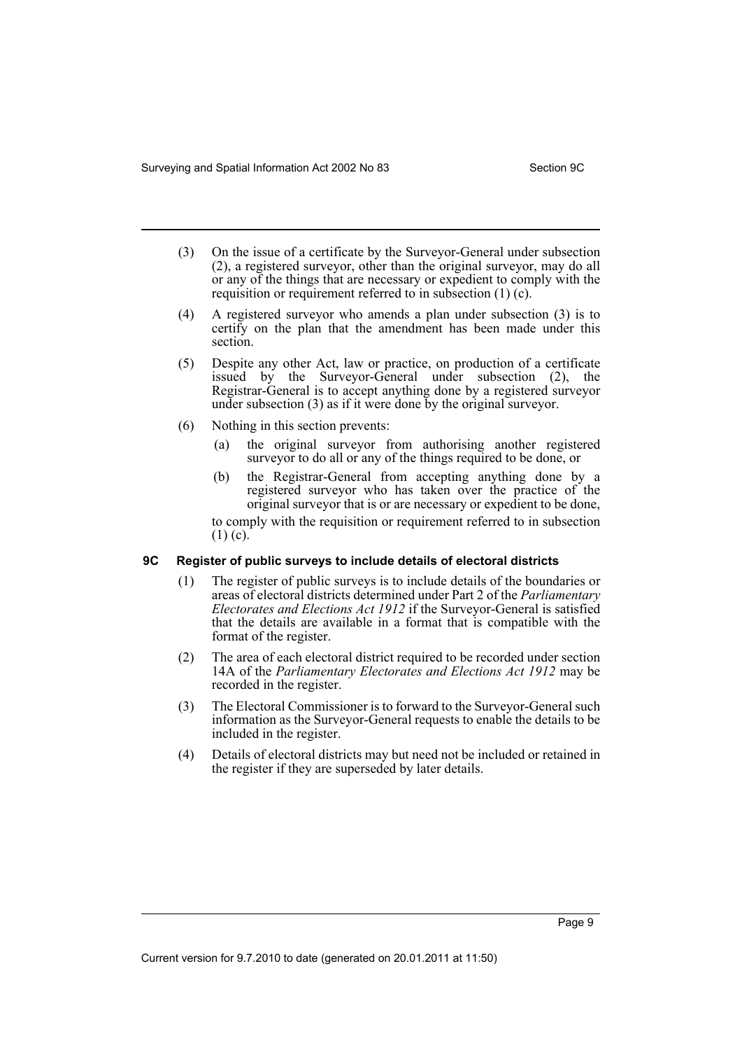(3) On the issue of a certificate by the Surveyor-General under subsection (2), a registered surveyor, other than the original surveyor, may do all or any of the things that are necessary or expedient to comply with the requisition or requirement referred to in subsection (1) (c).

(4) A registered surveyor who amends a plan under subsection (3) is to certify on the plan that the amendment has been made under this section.

(5) Despite any other Act, law or practice, on production of a certificate issued by the Surveyor-General under subsection (2), the Registrar-General is to accept anything done by a registered surveyor under subsection (3) as if it were done by the original surveyor.

(6) Nothing in this section prevents:

- (a) the original surveyor from authorising another registered surveyor to do all or any of the things required to be done, or
- (b) the Registrar-General from accepting anything done by a registered surveyor who has taken over the practice of the original surveyor that is or are necessary or expedient to be done,

to comply with the requisition or requirement referred to in subsection (1) (c).

### 9C Register of public surveys to include details of electoral districts

(1) The register of public surveys is to include details of the boundaries or areas of electoral districts determined under Part 2 of the *Parliamentary Electorates and Elections Act 1912* if the Surveyor-General is satisfied that the details are available in a format that is compatible with the format of the register.

(2) The area of each electoral district required to be recorded under section 14A of the *Parliamentary Electorates and Elections Act 1912* may be recorded in the register.

(3) The Electoral Commissioner is to forward to the Surveyor-General such information as the Surveyor-General requests to enable the details to be included in the register.

(4) Details of electoral districts may but need not be included or retained in the register if they are superseded by later details.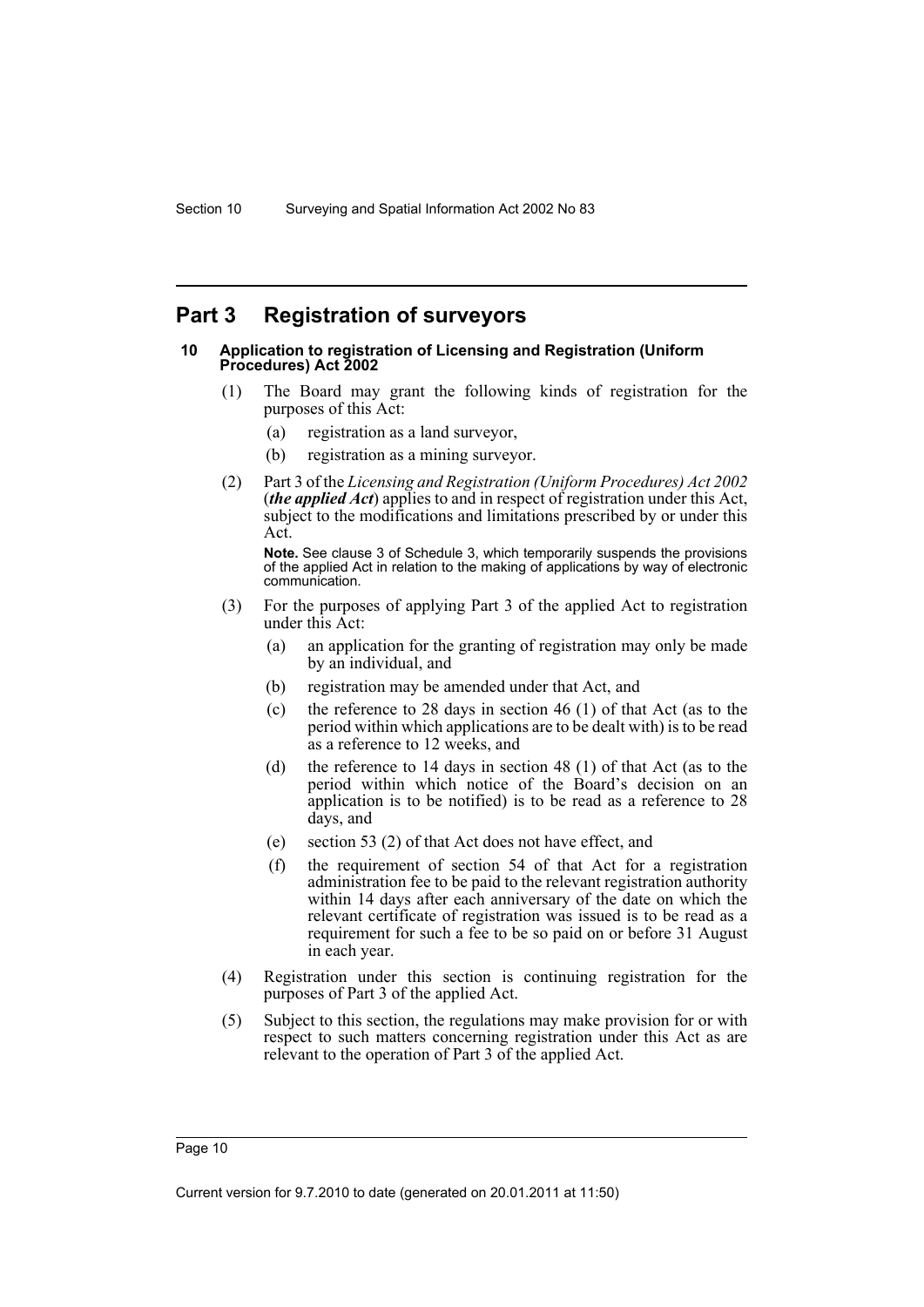## Part 3 Registration of surveyors

### 10 Application to registration of Licensing and Registration (Uniform Procedures) Act 2002

(1) The Board may grant the following kinds of registration for the purposes of this Act:

- (a) registration as a land surveyor,
- (b) registration as a mining surveyor.

(2) Part 3 of the *Licensing and Registration (Uniform Procedures) Act 2002* (***the applied Act***) applies to and in respect of registration under this Act, subject to the modifications and limitations prescribed by or under this Act.

**Note.** See clause 3 of Schedule 3, which temporarily suspends the provisions of the applied Act in relation to the making of applications by way of electronic communication.

(3) For the purposes of applying Part 3 of the applied Act to registration under this Act:

- (a) an application for the granting of registration may only be made by an individual, and
- (b) registration may be amended under that Act, and
- (c) the reference to 28 days in section 46 (1) of that Act (as to the period within which applications are to be dealt with) is to be read as a reference to 12 weeks, and
- (d) the reference to 14 days in section 48 (1) of that Act (as to the period within which notice of the Board's decision on an application is to be notified) is to be read as a reference to 28 days, and
- (e) section 53 (2) of that Act does not have effect, and
- (f) the requirement of section 54 of that Act for a registration administration fee to be paid to the relevant registration authority within 14 days after each anniversary of the date on which the relevant certificate of registration was issued is to be read as a requirement for such a fee to be so paid on or before 31 August in each year.

(4) Registration under this section is continuing registration for the purposes of Part 3 of the applied Act.

(5) Subject to this section, the regulations may make provision for or with respect to such matters concerning registration under this Act as are relevant to the operation of Part 3 of the applied Act.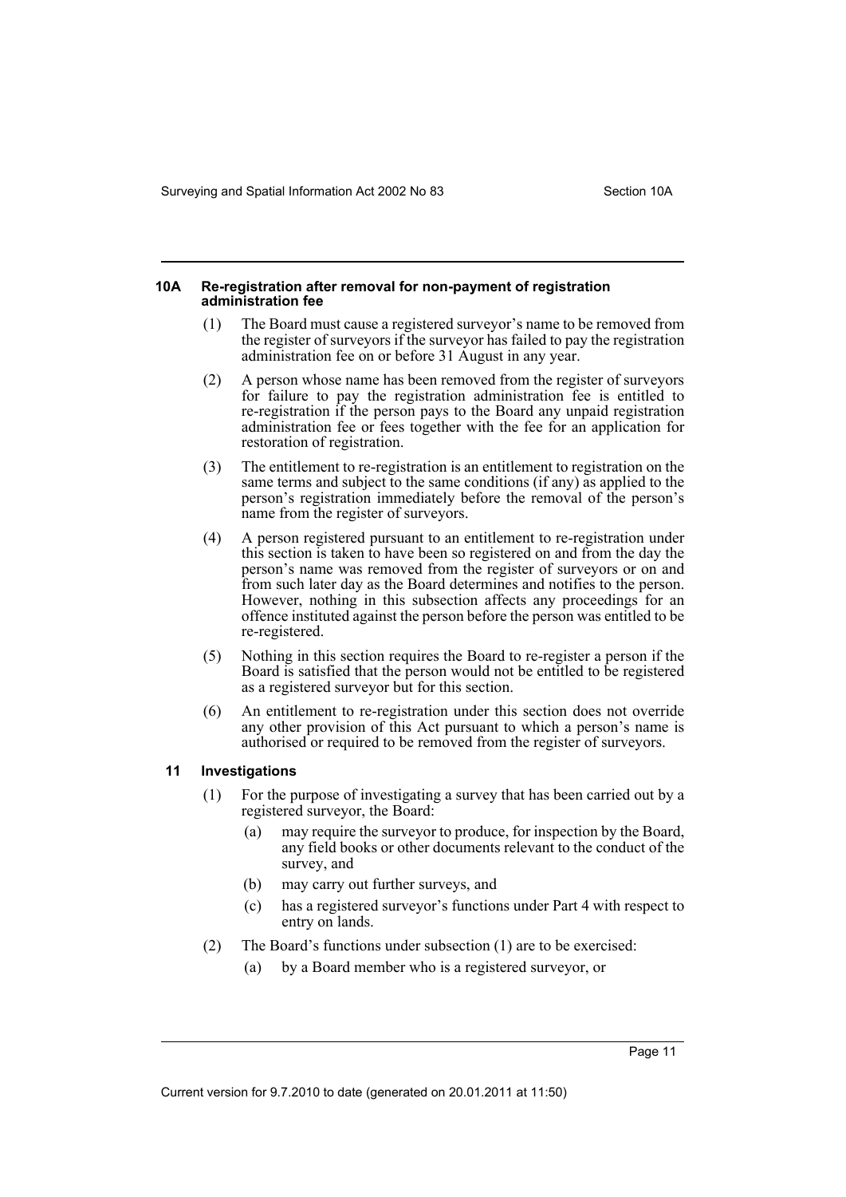#### 10A Re-registration after removal for non-payment of registration administration fee

(1) The Board must cause a registered surveyor's name to be removed from the register of surveyors if the surveyor has failed to pay the registration administration fee on or before 31 August in any year.

(2) A person whose name has been removed from the register of surveyors for failure to pay the registration administration fee is entitled to re-registration if the person pays to the Board any unpaid registration administration fee or fees together with the fee for an application for restoration of registration.

(3) The entitlement to re-registration is an entitlement to registration on the same terms and subject to the same conditions (if any) as applied to the person's registration immediately before the removal of the person's name from the register of surveyors.

(4) A person registered pursuant to an entitlement to re-registration under this section is taken to have been so registered on and from the day the person's name was removed from the register of surveyors or on and from such later day as the Board determines and notifies to the person. However, nothing in this subsection affects any proceedings for an offence instituted against the person before the person was entitled to be re-registered.

(5) Nothing in this section requires the Board to re-register a person if the Board is satisfied that the person would not be entitled to be registered as a registered surveyor but for this section.

(6) An entitlement to re-registration under this section does not override any other provision of this Act pursuant to which a person's name is authorised or required to be removed from the register of surveyors.

#### 11 Investigations

(1) For the purpose of investigating a survey that has been carried out by a registered surveyor, the Board:

- (a) may require the surveyor to produce, for inspection by the Board, any field books or other documents relevant to the conduct of the survey, and
- (b) may carry out further surveys, and
- (c) has a registered surveyor's functions under Part 4 with respect to entry on lands.

(2) The Board's functions under subsection (1) are to be exercised:

- (a) by a Board member who is a registered surveyor, or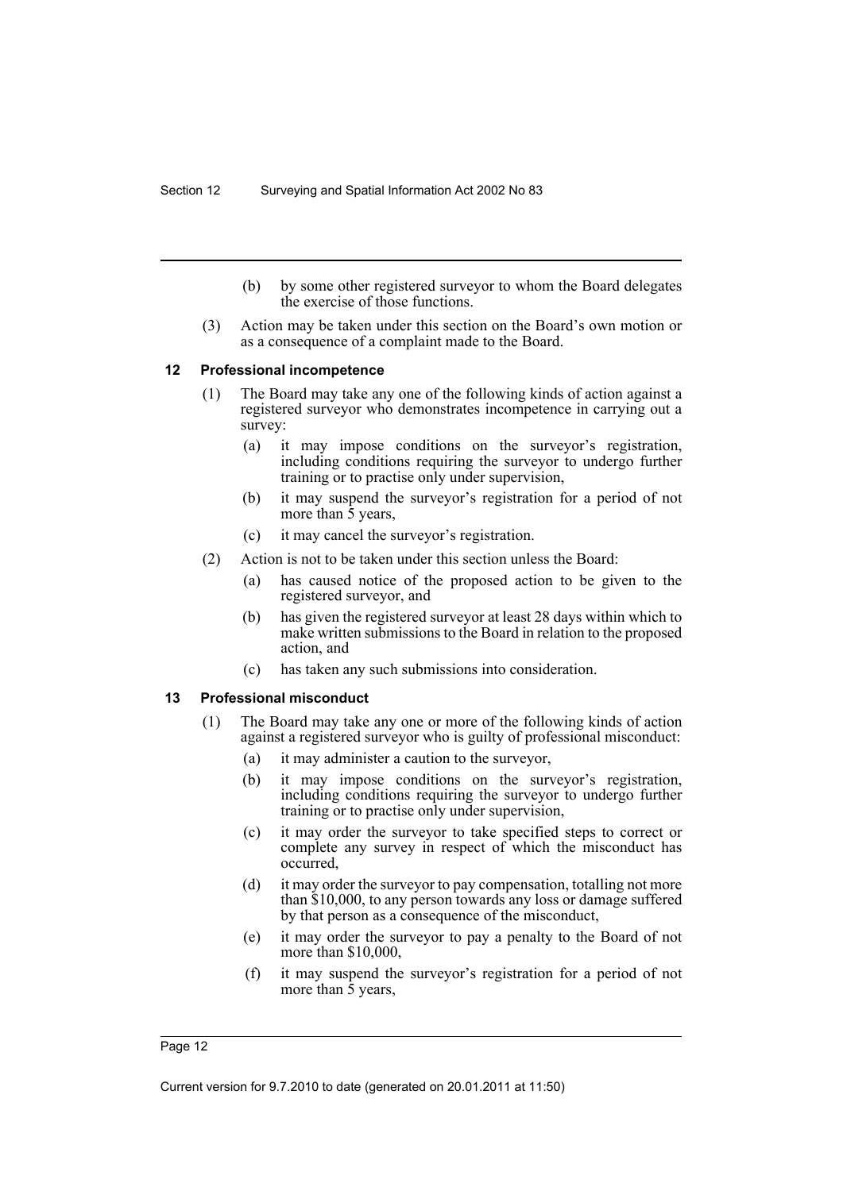(b) by some other registered surveyor to whom the Board delegates the exercise of those functions.

(3) Action may be taken under this section on the Board's own motion or as a consequence of a complaint made to the Board.

### 12 Professional incompetence

(1) The Board may take any one of the following kinds of action against a registered surveyor who demonstrates incompetence in carrying out a survey:

(a) it may impose conditions on the surveyor's registration, including conditions requiring the surveyor to undergo further training or to practise only under supervision,

(b) it may suspend the surveyor's registration for a period of not more than 5 years,

(c) it may cancel the surveyor's registration.

(2) Action is not to be taken under this section unless the Board:

(a) has caused notice of the proposed action to be given to the registered surveyor, and

(b) has given the registered surveyor at least 28 days within which to make written submissions to the Board in relation to the proposed action, and

(c) has taken any such submissions into consideration.

### 13 Professional misconduct

(1) The Board may take any one or more of the following kinds of action against a registered surveyor who is guilty of professional misconduct:

(a) it may administer a caution to the surveyor,

(b) it may impose conditions on the surveyor's registration, including conditions requiring the surveyor to undergo further training or to practise only under supervision,

(c) it may order the surveyor to take specified steps to correct or complete any survey in respect of which the misconduct has occurred,

(d) it may order the surveyor to pay compensation, totalling not more than $10,000, to any person towards any loss or damage suffered by that person as a consequence of the misconduct,

(e) it may order the surveyor to pay a penalty to the Board of not more than $10,000,

(f) it may suspend the surveyor's registration for a period of not more than 5 years,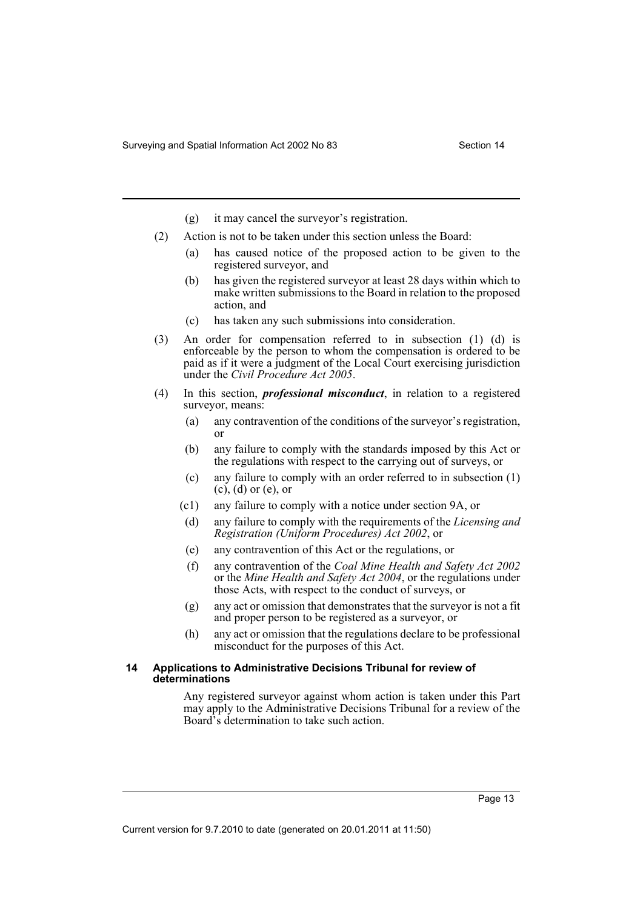(g) it may cancel the surveyor's registration.

(2) Action is not to be taken under this section unless the Board:

(a) has caused notice of the proposed action to be given to the registered surveyor, and

(b) has given the registered surveyor at least 28 days within which to make written submissions to the Board in relation to the proposed action, and

(c) has taken any such submissions into consideration.

(3) An order for compensation referred to in subsection (1) (d) is enforceable by the person to whom the compensation is ordered to be paid as if it were a judgment of the Local Court exercising jurisdiction under the *Civil Procedure Act 2005*.

(4) In this section, ***professional misconduct***, in relation to a registered surveyor, means:

(a) any contravention of the conditions of the surveyor's registration, or

(b) any failure to comply with the standards imposed by this Act or the regulations with respect to the carrying out of surveys, or

(c) any failure to comply with an order referred to in subsection (1) (c), (d) or (e), or

(c1) any failure to comply with a notice under section 9A, or

(d) any failure to comply with the requirements of the *Licensing and Registration (Uniform Procedures) Act 2002*, or

(e) any contravention of this Act or the regulations, or

(f) any contravention of the *Coal Mine Health and Safety Act 2002* or the *Mine Health and Safety Act 2004*, or the regulations under those Acts, with respect to the conduct of surveys, or

(g) any act or omission that demonstrates that the surveyor is not a fit and proper person to be registered as a surveyor, or

(h) any act or omission that the regulations declare to be professional misconduct for the purposes of this Act.

#### 14 Applications to Administrative Decisions Tribunal for review of determinations

Any registered surveyor against whom action is taken under this Part may apply to the Administrative Decisions Tribunal for a review of the Board's determination to take such action.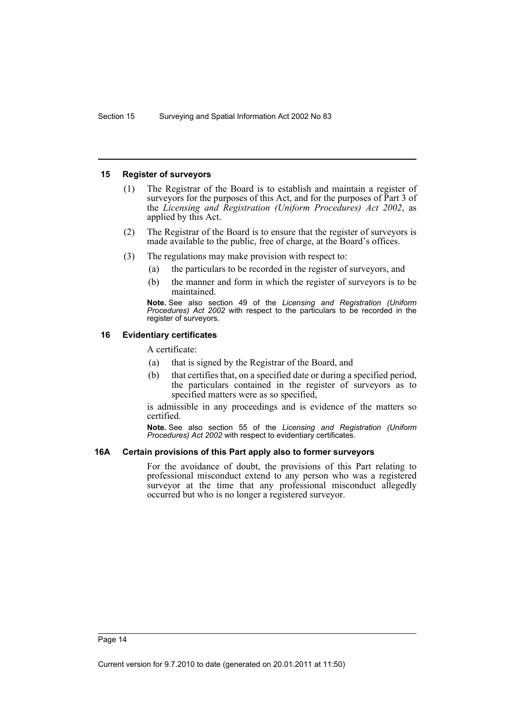#### 15 Register of surveyors

(1) The Registrar of the Board is to establish and maintain a register of surveyors for the purposes of this Act, and for the purposes of Part 3 of the *Licensing and Registration (Uniform Procedures) Act 2002*, as applied by this Act.

(2) The Registrar of the Board is to ensure that the register of surveyors is made available to the public, free of charge, at the Board's offices.

(3) The regulations may make provision with respect to:

(a) the particulars to be recorded in the register of surveyors, and

(b) the manner and form in which the register of surveyors is to be maintained.

**Note.** See also section 49 of the *Licensing and Registration (Uniform Procedures) Act 2002* with respect to the particulars to be recorded in the register of surveyors.

#### 16 Evidentiary certificates

A certificate:

(a) that is signed by the Registrar of the Board, and

(b) that certifies that, on a specified date or during a specified period, the particulars contained in the register of surveyors as to specified matters were as so specified,

is admissible in any proceedings and is evidence of the matters so certified.

**Note.** See also section 55 of the *Licensing and Registration (Uniform Procedures) Act 2002* with respect to evidentiary certificates.

#### 16A Certain provisions of this Part apply also to former surveyors

For the avoidance of doubt, the provisions of this Part relating to professional misconduct extend to any person who was a registered surveyor at the time that any professional misconduct allegedly occurred but who is no longer a registered surveyor.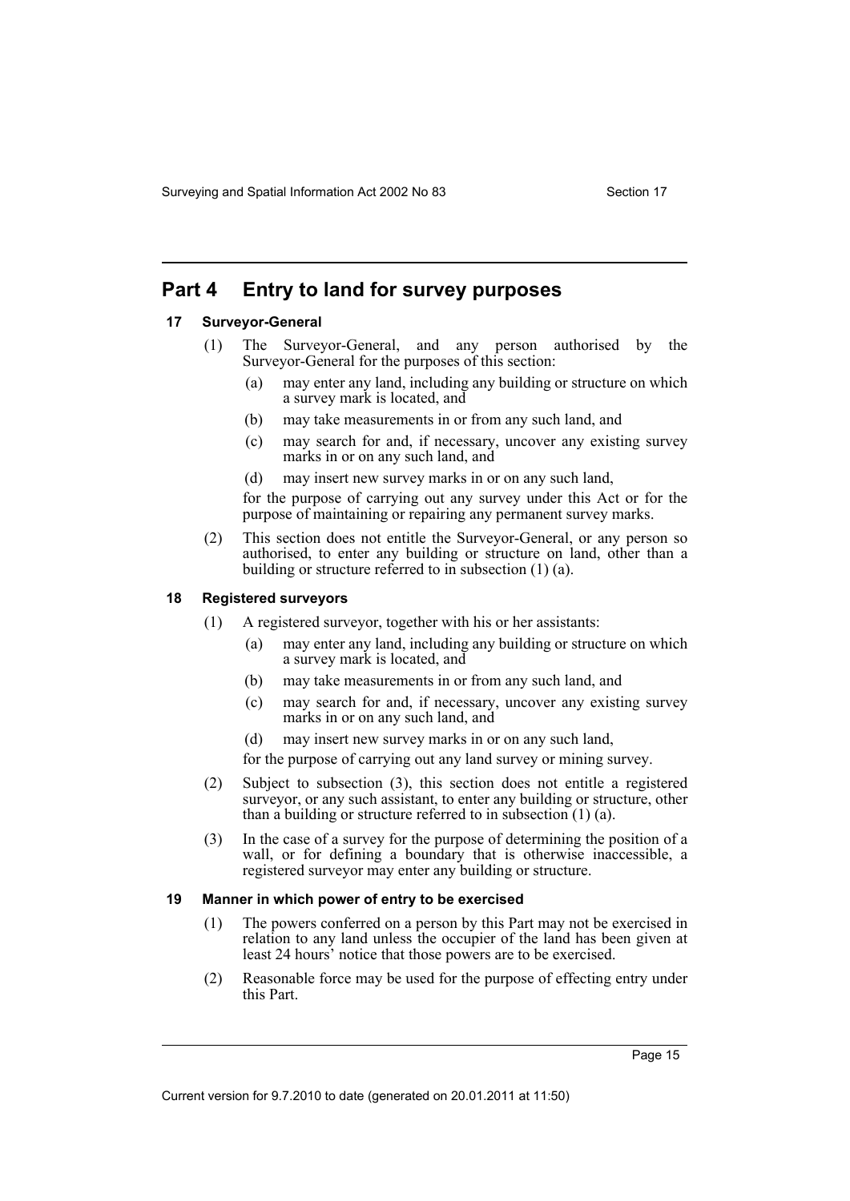## Part 4 Entry to land for survey purposes

### 17 Surveyor-General

(1) The Surveyor-General, and any person authorised by the Surveyor-General for the purposes of this section:

  (a) may enter any land, including any building or structure on which a survey mark is located, and

  (b) may take measurements in or from any such land, and

  (c) may search for and, if necessary, uncover any existing survey marks in or on any such land, and

  (d) may insert new survey marks in or on any such land,

for the purpose of carrying out any survey under this Act or for the purpose of maintaining or repairing any permanent survey marks.

(2) This section does not entitle the Surveyor-General, or any person so authorised, to enter any building or structure on land, other than a building or structure referred to in subsection (1) (a).

### 18 Registered surveyors

(1) A registered surveyor, together with his or her assistants:

  (a) may enter any land, including any building or structure on which a survey mark is located, and

  (b) may take measurements in or from any such land, and

  (c) may search for and, if necessary, uncover any existing survey marks in or on any such land, and

  (d) may insert new survey marks in or on any such land,

for the purpose of carrying out any land survey or mining survey.

(2) Subject to subsection (3), this section does not entitle a registered surveyor, or any such assistant, to enter any building or structure, other than a building or structure referred to in subsection (1) (a).

(3) In the case of a survey for the purpose of determining the position of a wall, or for defining a boundary that is otherwise inaccessible, a registered surveyor may enter any building or structure.

### 19 Manner in which power of entry to be exercised

(1) The powers conferred on a person by this Part may not be exercised in relation to any land unless the occupier of the land has been given at least 24 hours' notice that those powers are to be exercised.

(2) Reasonable force may be used for the purpose of effecting entry under this Part.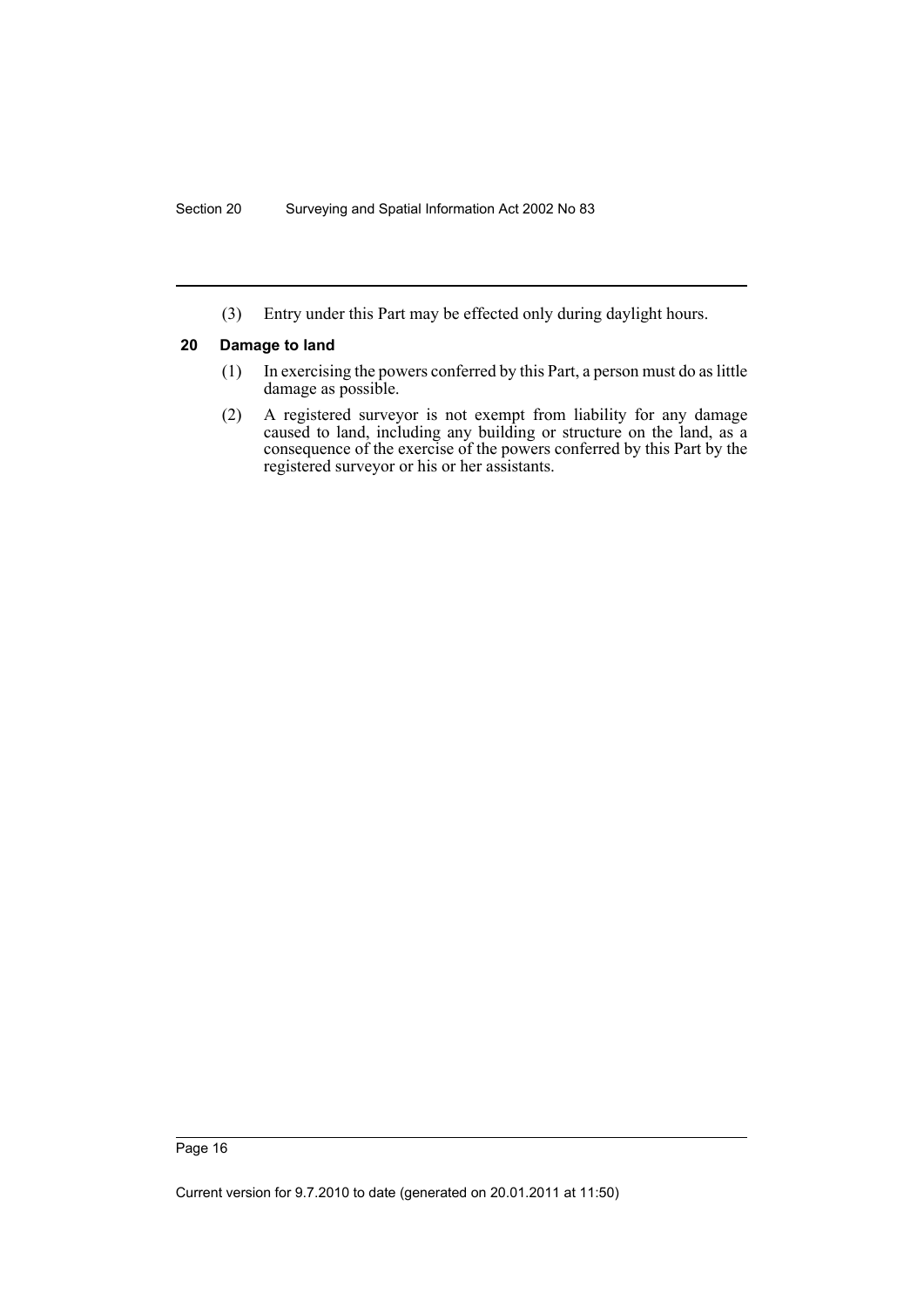(3) Entry under this Part may be effected only during daylight hours.

### 20 Damage to land

(1) In exercising the powers conferred by this Part, a person must do as little damage as possible.

(2) A registered surveyor is not exempt from liability for any damage caused to land, including any building or structure on the land, as a consequence of the exercise of the powers conferred by this Part by the registered surveyor or his or her assistants.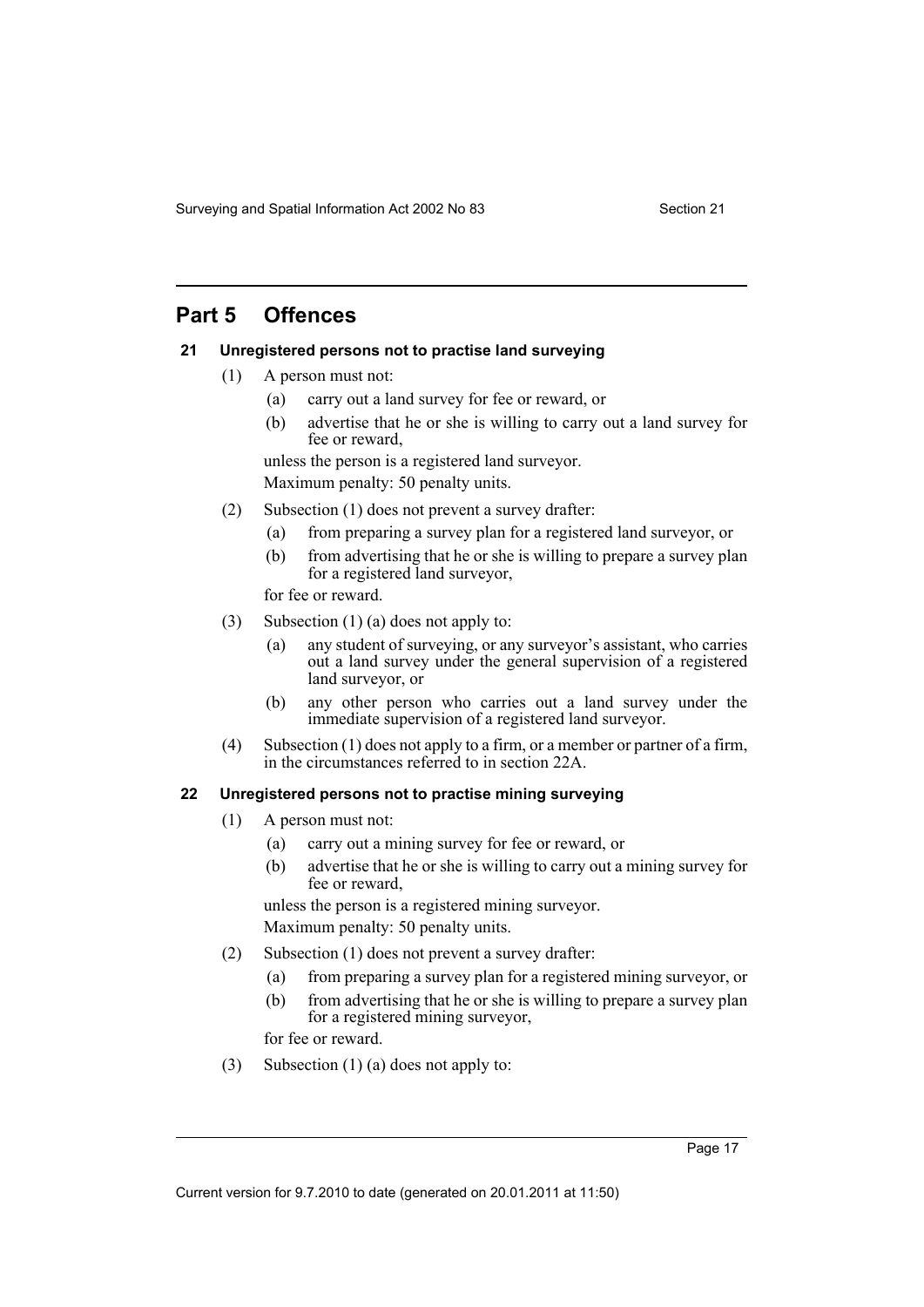## Part 5 Offences

### 21 Unregistered persons not to practise land surveying

(1) A person must not:

- (a) carry out a land survey for fee or reward, or
- (b) advertise that he or she is willing to carry out a land survey for fee or reward,

unless the person is a registered land surveyor.

Maximum penalty: 50 penalty units.

(2) Subsection (1) does not prevent a survey drafter:

- (a) from preparing a survey plan for a registered land surveyor, or
- (b) from advertising that he or she is willing to prepare a survey plan for a registered land surveyor,

for fee or reward.

(3) Subsection (1) (a) does not apply to:

- (a) any student of surveying, or any surveyor's assistant, who carries out a land survey under the general supervision of a registered land surveyor, or
- (b) any other person who carries out a land survey under the immediate supervision of a registered land surveyor.

(4) Subsection (1) does not apply to a firm, or a member or partner of a firm, in the circumstances referred to in section 22A.

### 22 Unregistered persons not to practise mining surveying

(1) A person must not:

- (a) carry out a mining survey for fee or reward, or
- (b) advertise that he or she is willing to carry out a mining survey for fee or reward,

unless the person is a registered mining surveyor.

Maximum penalty: 50 penalty units.

(2) Subsection (1) does not prevent a survey drafter:

- (a) from preparing a survey plan for a registered mining surveyor, or
- (b) from advertising that he or she is willing to prepare a survey plan for a registered mining surveyor,

for fee or reward.

(3) Subsection (1) (a) does not apply to: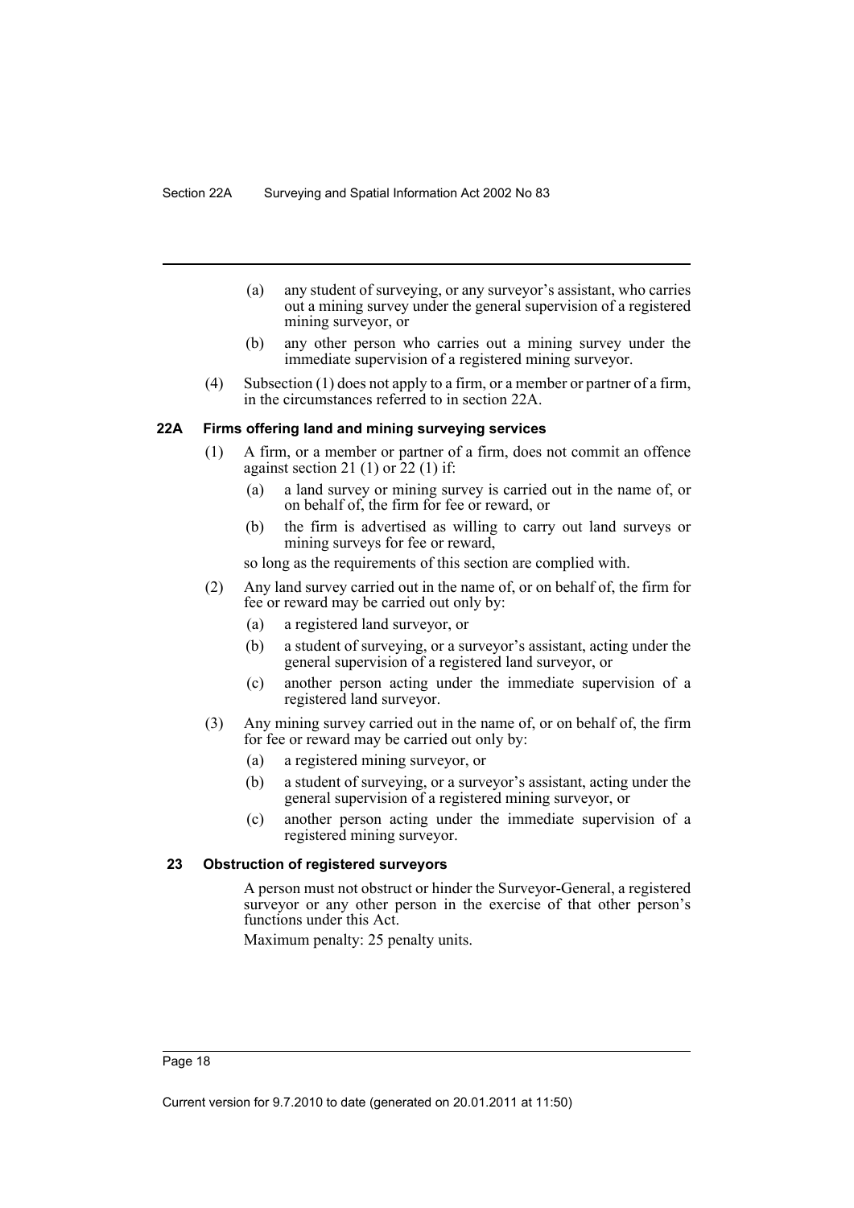(a) any student of surveying, or any surveyor's assistant, who carries out a mining survey under the general supervision of a registered mining surveyor, or

(b) any other person who carries out a mining survey under the immediate supervision of a registered mining surveyor.

(4) Subsection (1) does not apply to a firm, or a member or partner of a firm, in the circumstances referred to in section 22A.

### 22A Firms offering land and mining surveying services

(1) A firm, or a member or partner of a firm, does not commit an offence against section 21 (1) or 22 (1) if:

(a) a land survey or mining survey is carried out in the name of, or on behalf of, the firm for fee or reward, or

(b) the firm is advertised as willing to carry out land surveys or mining surveys for fee or reward,

so long as the requirements of this section are complied with.

(2) Any land survey carried out in the name of, or on behalf of, the firm for fee or reward may be carried out only by:

(a) a registered land surveyor, or

(b) a student of surveying, or a surveyor's assistant, acting under the general supervision of a registered land surveyor, or

(c) another person acting under the immediate supervision of a registered land surveyor.

(3) Any mining survey carried out in the name of, or on behalf of, the firm for fee or reward may be carried out only by:

(a) a registered mining surveyor, or

(b) a student of surveying, or a surveyor's assistant, acting under the general supervision of a registered mining surveyor, or

(c) another person acting under the immediate supervision of a registered mining surveyor.

### 23 Obstruction of registered surveyors

A person must not obstruct or hinder the Surveyor-General, a registered surveyor or any other person in the exercise of that other person's functions under this Act.

Maximum penalty: 25 penalty units.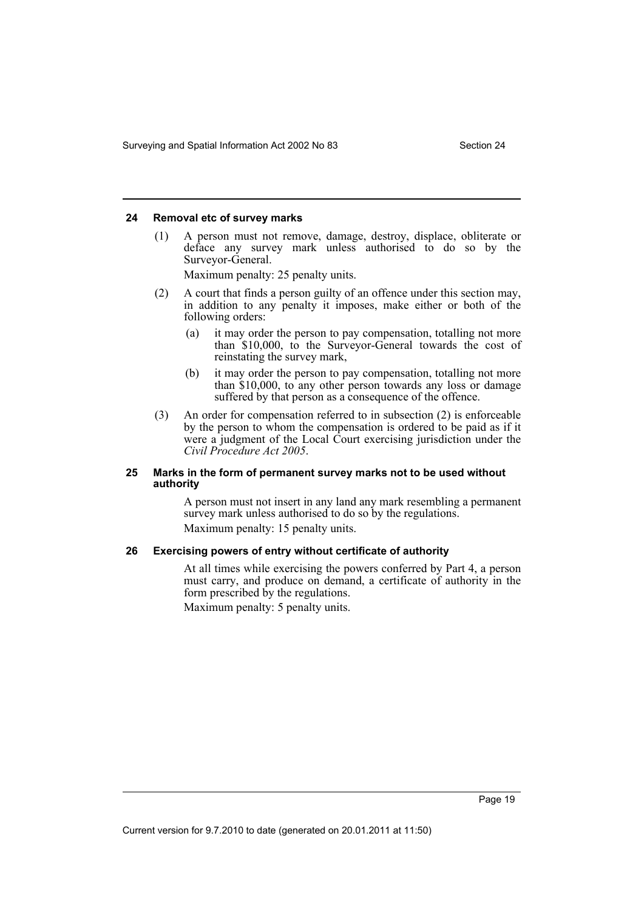### 24 Removal etc of survey marks

(1) A person must not remove, damage, destroy, displace, obliterate or deface any survey mark unless authorised to do so by the Surveyor-General.

Maximum penalty: 25 penalty units.

(2) A court that finds a person guilty of an offence under this section may, in addition to any penalty it imposes, make either or both of the following orders:

(a) it may order the person to pay compensation, totalling not more than $10,000, to the Surveyor-General towards the cost of reinstating the survey mark,

(b) it may order the person to pay compensation, totalling not more than $10,000, to any other person towards any loss or damage suffered by that person as a consequence of the offence.

(3) An order for compensation referred to in subsection (2) is enforceable by the person to whom the compensation is ordered to be paid as if it were a judgment of the Local Court exercising jurisdiction under the *Civil Procedure Act 2005*.

### 25 Marks in the form of permanent survey marks not to be used without authority

A person must not insert in any land any mark resembling a permanent survey mark unless authorised to do so by the regulations.

Maximum penalty: 15 penalty units.

### 26 Exercising powers of entry without certificate of authority

At all times while exercising the powers conferred by Part 4, a person must carry, and produce on demand, a certificate of authority in the form prescribed by the regulations.

Maximum penalty: 5 penalty units.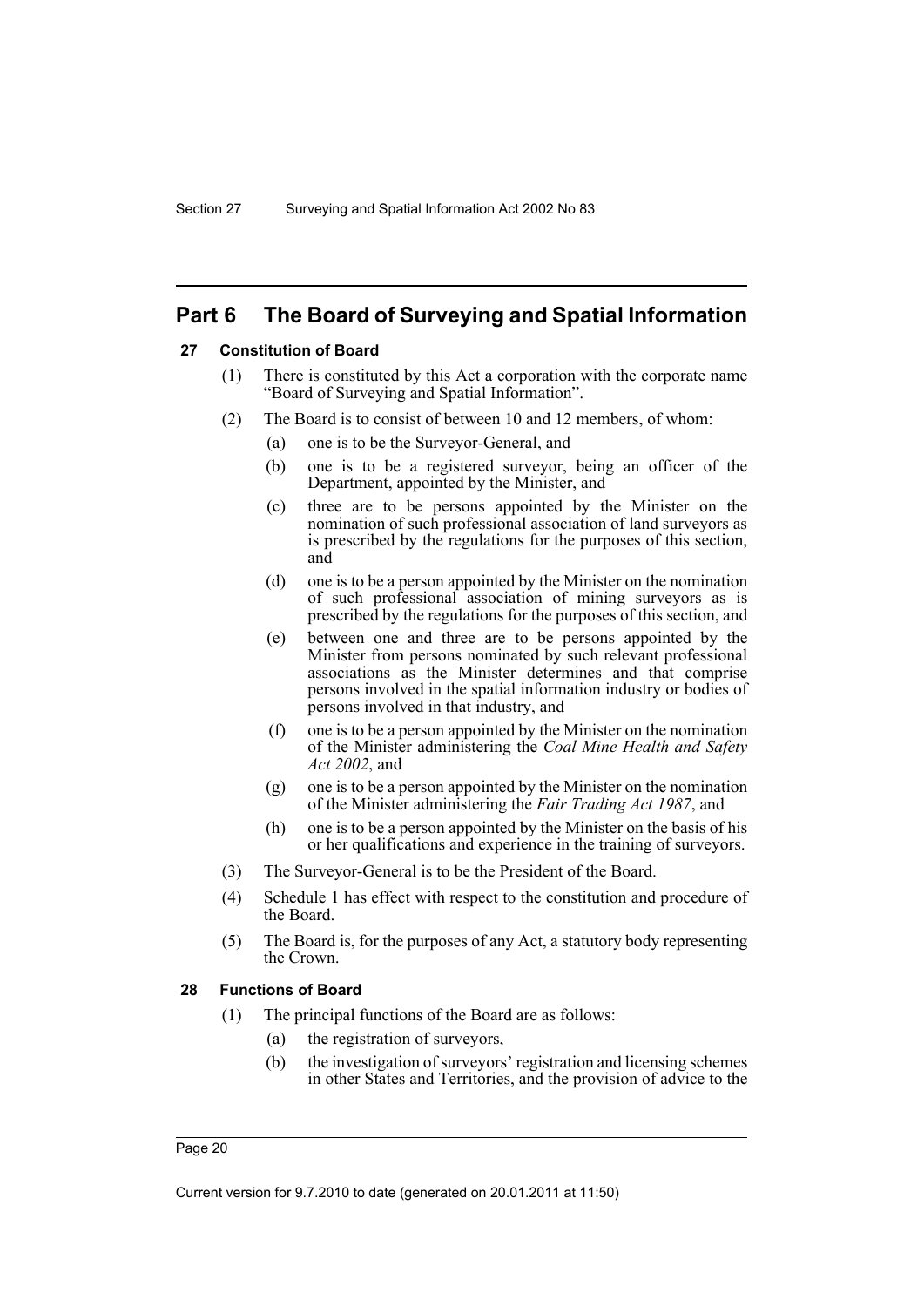# Part 6 The Board of Surveying and Spatial Information

## 27 Constitution of Board

(1) There is constituted by this Act a corporation with the corporate name "Board of Surveying and Spatial Information".

(2) The Board is to consist of between 10 and 12 members, of whom:

- (a) one is to be the Surveyor-General, and
- (b) one is to be a registered surveyor, being an officer of the Department, appointed by the Minister, and
- (c) three are to be persons appointed by the Minister on the nomination of such professional association of land surveyors as is prescribed by the regulations for the purposes of this section, and
- (d) one is to be a person appointed by the Minister on the nomination of such professional association of mining surveyors as is prescribed by the regulations for the purposes of this section, and
- (e) between one and three are to be persons appointed by the Minister from persons nominated by such relevant professional associations as the Minister determines and that comprise persons involved in the spatial information industry or bodies of persons involved in that industry, and
- (f) one is to be a person appointed by the Minister on the nomination of the Minister administering the *Coal Mine Health and Safety Act 2002*, and
- (g) one is to be a person appointed by the Minister on the nomination of the Minister administering the *Fair Trading Act 1987*, and
- (h) one is to be a person appointed by the Minister on the basis of his or her qualifications and experience in the training of surveyors.

(3) The Surveyor-General is to be the President of the Board.

(4) Schedule 1 has effect with respect to the constitution and procedure of the Board.

(5) The Board is, for the purposes of any Act, a statutory body representing the Crown.

## 28 Functions of Board

(1) The principal functions of the Board are as follows:

- (a) the registration of surveyors,
- (b) the investigation of surveyors' registration and licensing schemes in other States and Territories, and the provision of advice to the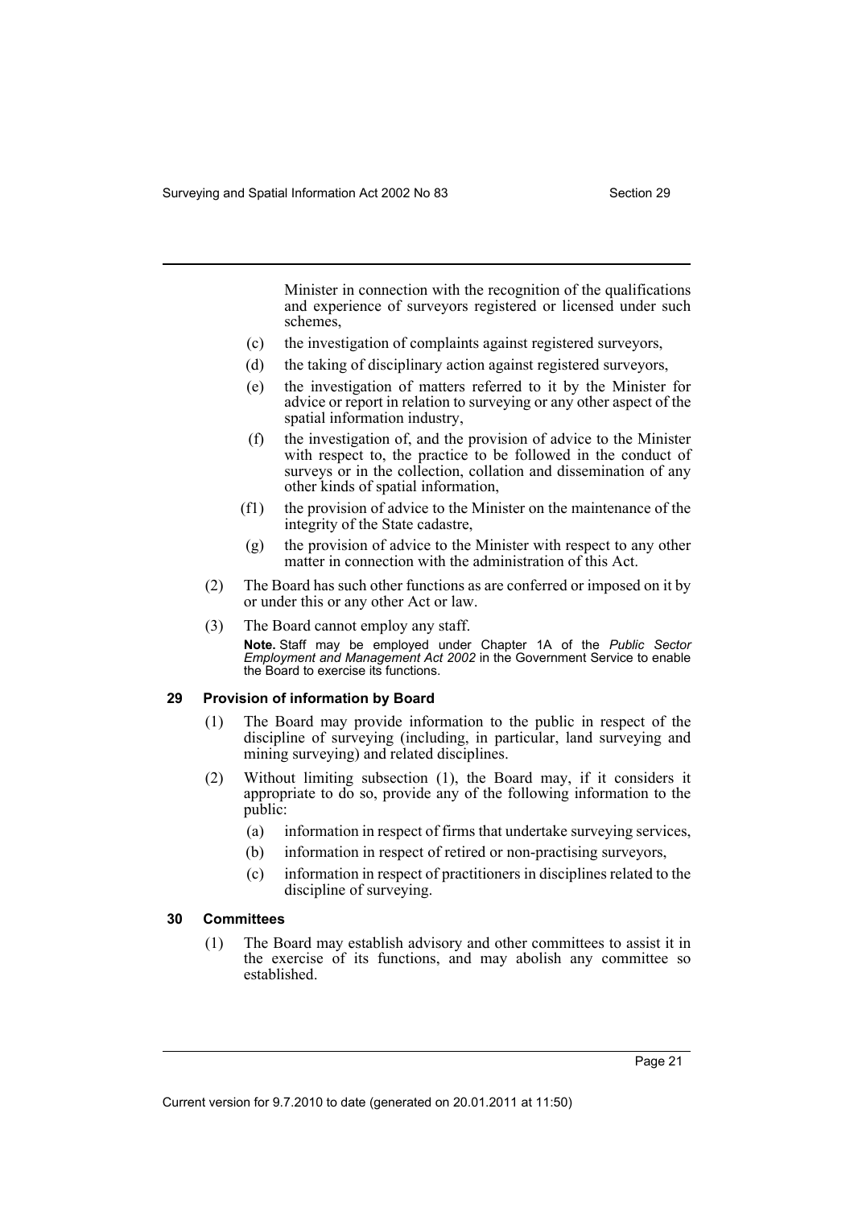Minister in connection with the recognition of the qualifications and experience of surveyors registered or licensed under such schemes,

(c) the investigation of complaints against registered surveyors,

(d) the taking of disciplinary action against registered surveyors,

(e) the investigation of matters referred to it by the Minister for advice or report in relation to surveying or any other aspect of the spatial information industry,

(f) the investigation of, and the provision of advice to the Minister with respect to, the practice to be followed in the conduct of surveys or in the collection, collation and dissemination of any other kinds of spatial information,

(f1) the provision of advice to the Minister on the maintenance of the integrity of the State cadastre,

(g) the provision of advice to the Minister with respect to any other matter in connection with the administration of this Act.

(2) The Board has such other functions as are conferred or imposed on it by or under this or any other Act or law.

(3) The Board cannot employ any staff.

**Note.** Staff may be employed under Chapter 1A of the *Public Sector Employment and Management Act 2002* in the Government Service to enable the Board to exercise its functions.

### 29 Provision of information by Board

(1) The Board may provide information to the public in respect of the discipline of surveying (including, in particular, land surveying and mining surveying) and related disciplines.

(2) Without limiting subsection (1), the Board may, if it considers it appropriate to do so, provide any of the following information to the public:

(a) information in respect of firms that undertake surveying services,

(b) information in respect of retired or non-practising surveyors,

(c) information in respect of practitioners in disciplines related to the discipline of surveying.

### 30 Committees

(1) The Board may establish advisory and other committees to assist it in the exercise of its functions, and may abolish any committee so established.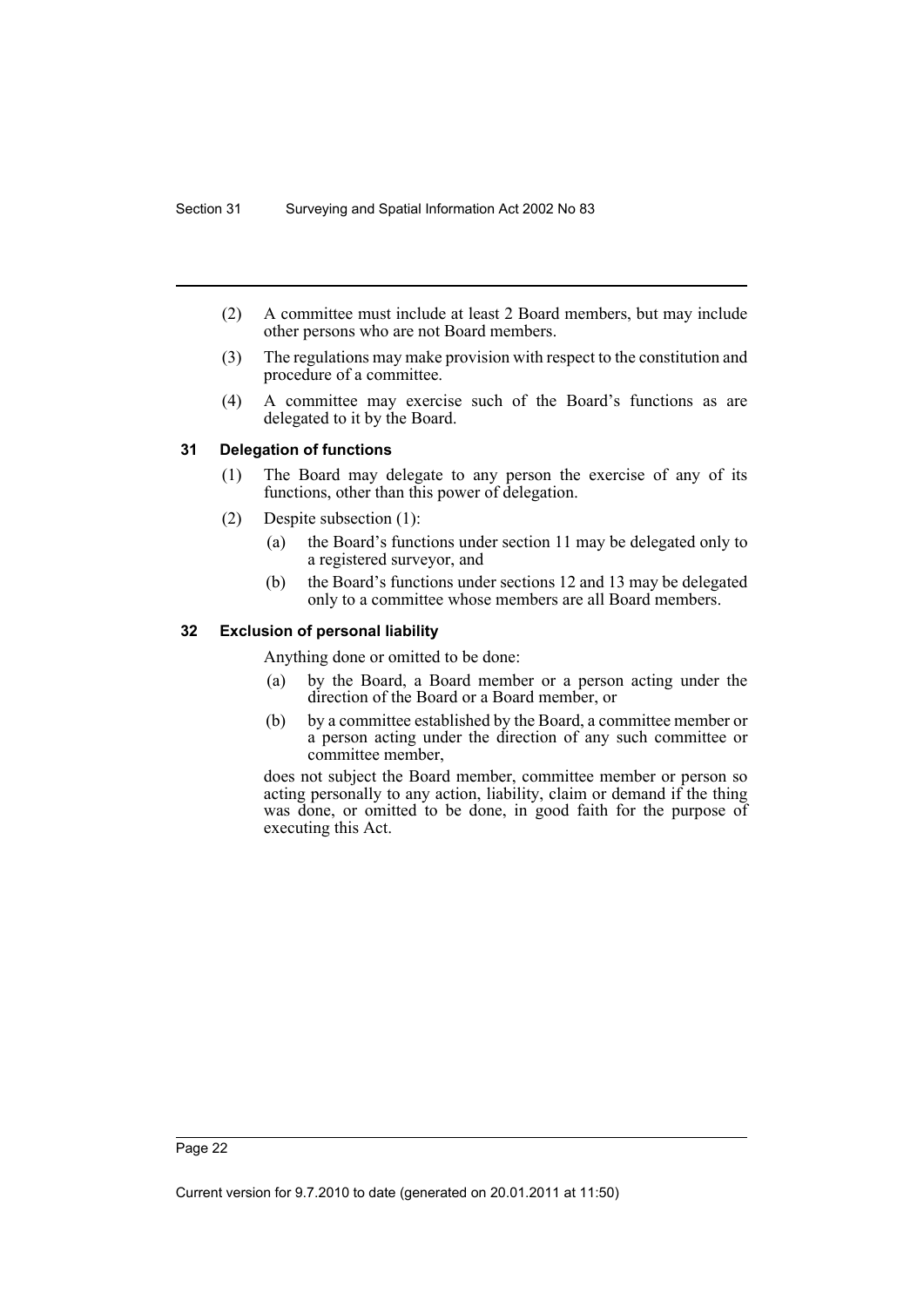(2) A committee must include at least 2 Board members, but may include other persons who are not Board members.

(3) The regulations may make provision with respect to the constitution and procedure of a committee.

(4) A committee may exercise such of the Board's functions as are delegated to it by the Board.

### 31 Delegation of functions

(1) The Board may delegate to any person the exercise of any of its functions, other than this power of delegation.

(2) Despite subsection (1):

- (a) the Board's functions under section 11 may be delegated only to a registered surveyor, and
- (b) the Board's functions under sections 12 and 13 may be delegated only to a committee whose members are all Board members.

### 32 Exclusion of personal liability

Anything done or omitted to be done:

- (a) by the Board, a Board member or a person acting under the direction of the Board or a Board member, or
- (b) by a committee established by the Board, a committee member or a person acting under the direction of any such committee or committee member,

does not subject the Board member, committee member or person so acting personally to any action, liability, claim or demand if the thing was done, or omitted to be done, in good faith for the purpose of executing this Act.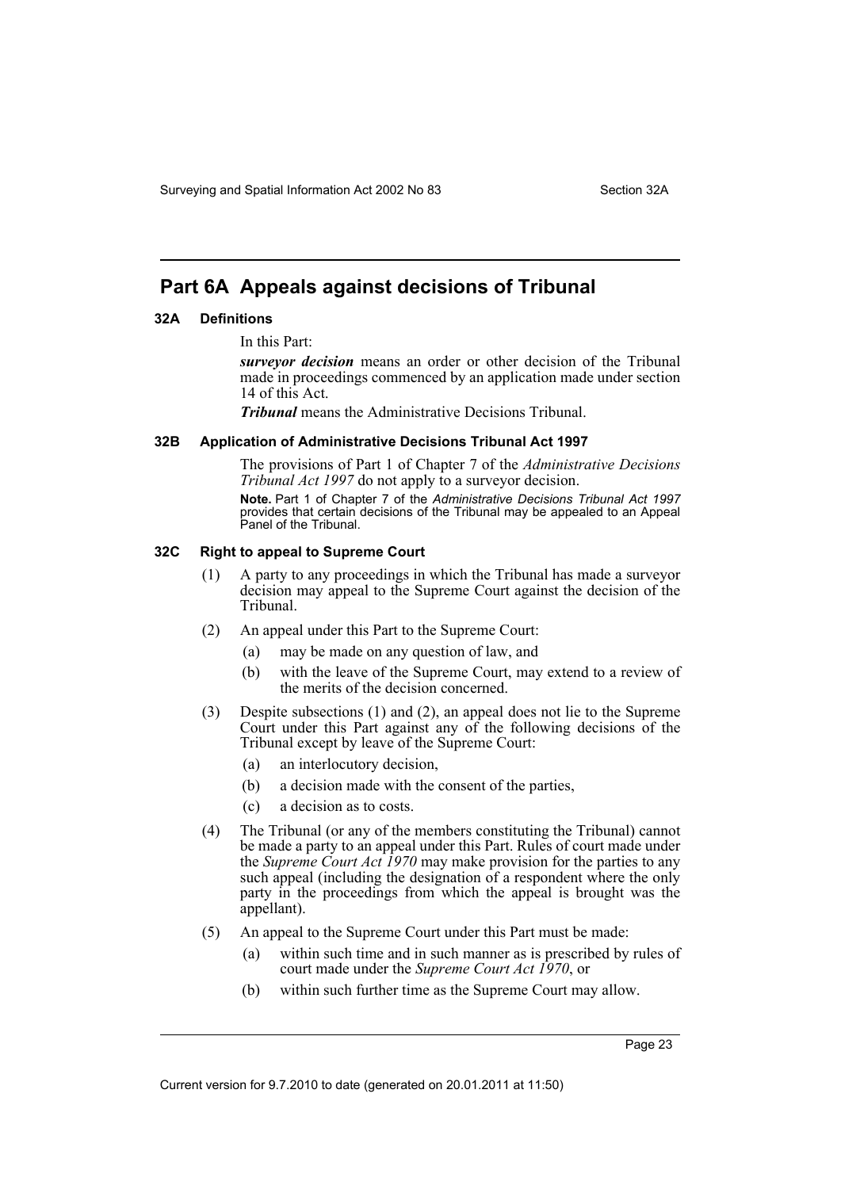## Part 6A Appeals against decisions of Tribunal

### 32A Definitions

In this Part:

***surveyor decision*** means an order or other decision of the Tribunal made in proceedings commenced by an application made under section 14 of this Act.

***Tribunal*** means the Administrative Decisions Tribunal.

### 32B Application of Administrative Decisions Tribunal Act 1997

The provisions of Part 1 of Chapter 7 of the *Administrative Decisions Tribunal Act 1997* do not apply to a surveyor decision.

**Note.** Part 1 of Chapter 7 of the *Administrative Decisions Tribunal Act 1997* provides that certain decisions of the Tribunal may be appealed to an Appeal Panel of the Tribunal.

### 32C Right to appeal to Supreme Court

(1) A party to any proceedings in which the Tribunal has made a surveyor decision may appeal to the Supreme Court against the decision of the Tribunal.

(2) An appeal under this Part to the Supreme Court:

- (a) may be made on any question of law, and
- (b) with the leave of the Supreme Court, may extend to a review of the merits of the decision concerned.

(3) Despite subsections (1) and (2), an appeal does not lie to the Supreme Court under this Part against any of the following decisions of the Tribunal except by leave of the Supreme Court:

- (a) an interlocutory decision,
- (b) a decision made with the consent of the parties,
- (c) a decision as to costs.

(4) The Tribunal (or any of the members constituting the Tribunal) cannot be made a party to an appeal under this Part. Rules of court made under the *Supreme Court Act 1970* may make provision for the parties to any such appeal (including the designation of a respondent where the only party in the proceedings from which the appeal is brought was the appellant).

(5) An appeal to the Supreme Court under this Part must be made:

- (a) within such time and in such manner as is prescribed by rules of court made under the *Supreme Court Act 1970*, or
- (b) within such further time as the Supreme Court may allow.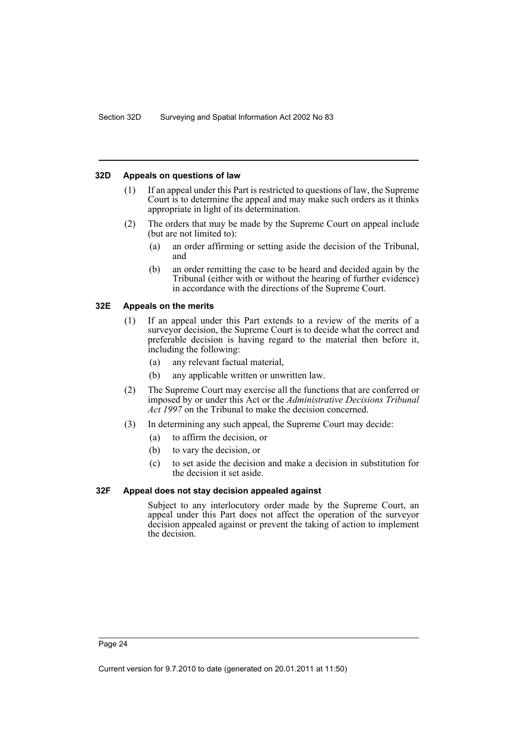#### 32D Appeals on questions of law

(1) If an appeal under this Part is restricted to questions of law, the Supreme Court is to determine the appeal and may make such orders as it thinks appropriate in light of its determination.

(2) The orders that may be made by the Supreme Court on appeal include (but are not limited to):

- (a) an order affirming or setting aside the decision of the Tribunal, and
- (b) an order remitting the case to be heard and decided again by the Tribunal (either with or without the hearing of further evidence) in accordance with the directions of the Supreme Court.

#### 32E Appeals on the merits

(1) If an appeal under this Part extends to a review of the merits of a surveyor decision, the Supreme Court is to decide what the correct and preferable decision is having regard to the material then before it, including the following:

- (a) any relevant factual material,
- (b) any applicable written or unwritten law.

(2) The Supreme Court may exercise all the functions that are conferred or imposed by or under this Act or the *Administrative Decisions Tribunal Act 1997* on the Tribunal to make the decision concerned.

(3) In determining any such appeal, the Supreme Court may decide:

- (a) to affirm the decision, or
- (b) to vary the decision, or
- (c) to set aside the decision and make a decision in substitution for the decision it set aside.

#### 32F Appeal does not stay decision appealed against

Subject to any interlocutory order made by the Supreme Court, an appeal under this Part does not affect the operation of the surveyor decision appealed against or prevent the taking of action to implement the decision.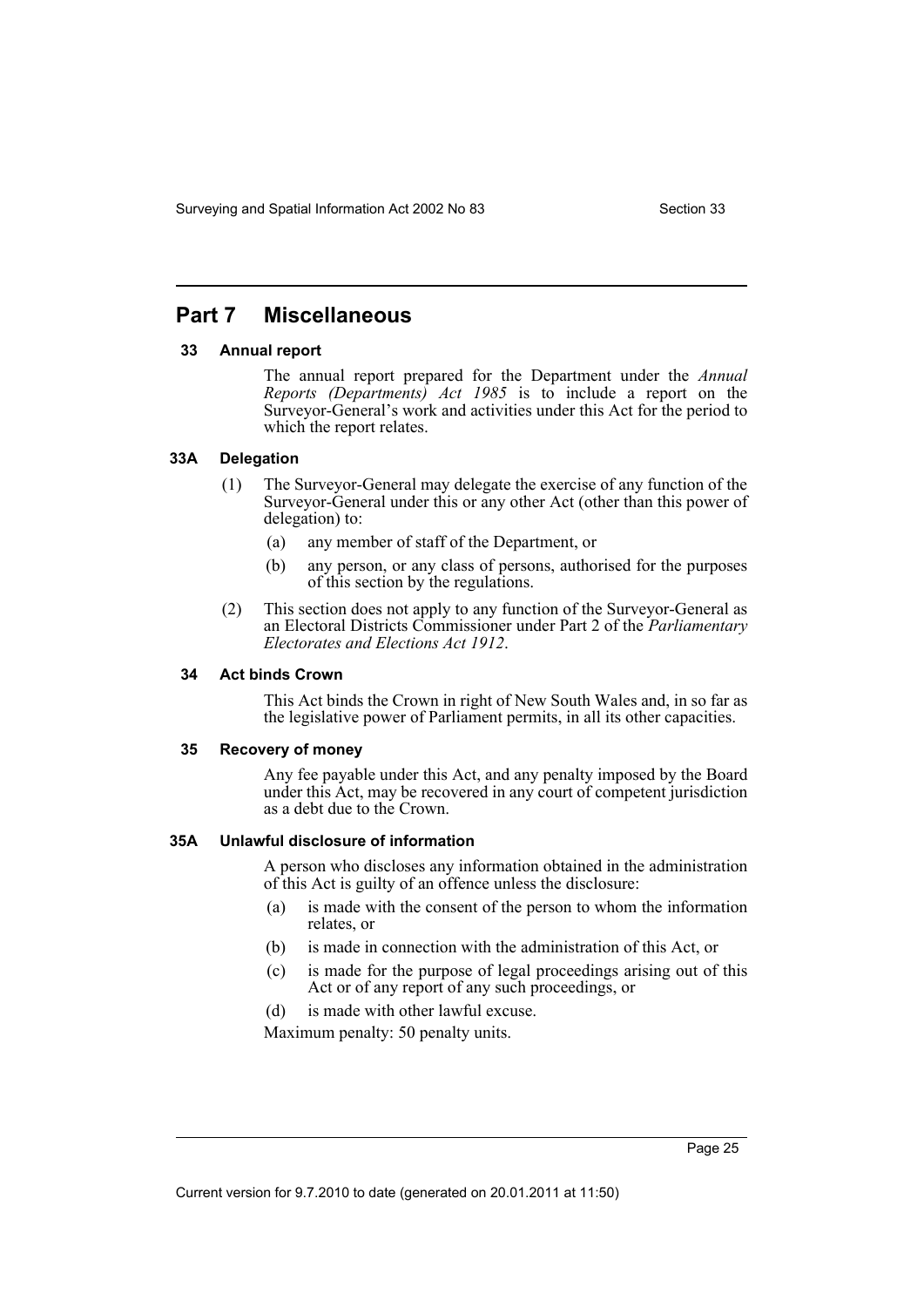# Part 7 Miscellaneous

### 33 Annual report

The annual report prepared for the Department under the *Annual Reports (Departments) Act 1985* is to include a report on the Surveyor-General's work and activities under this Act for the period to which the report relates.

### 33A Delegation

(1) The Surveyor-General may delegate the exercise of any function of the Surveyor-General under this or any other Act (other than this power of delegation) to:

- (a) any member of staff of the Department, or
- (b) any person, or any class of persons, authorised for the purposes of this section by the regulations.

(2) This section does not apply to any function of the Surveyor-General as an Electoral Districts Commissioner under Part 2 of the *Parliamentary Electorates and Elections Act 1912*.

### 34 Act binds Crown

This Act binds the Crown in right of New South Wales and, in so far as the legislative power of Parliament permits, in all its other capacities.

### 35 Recovery of money

Any fee payable under this Act, and any penalty imposed by the Board under this Act, may be recovered in any court of competent jurisdiction as a debt due to the Crown.

### 35A Unlawful disclosure of information

A person who discloses any information obtained in the administration of this Act is guilty of an offence unless the disclosure:

- (a) is made with the consent of the person to whom the information relates, or
- (b) is made in connection with the administration of this Act, or
- (c) is made for the purpose of legal proceedings arising out of this Act or of any report of any such proceedings, or
- (d) is made with other lawful excuse.

Maximum penalty: 50 penalty units.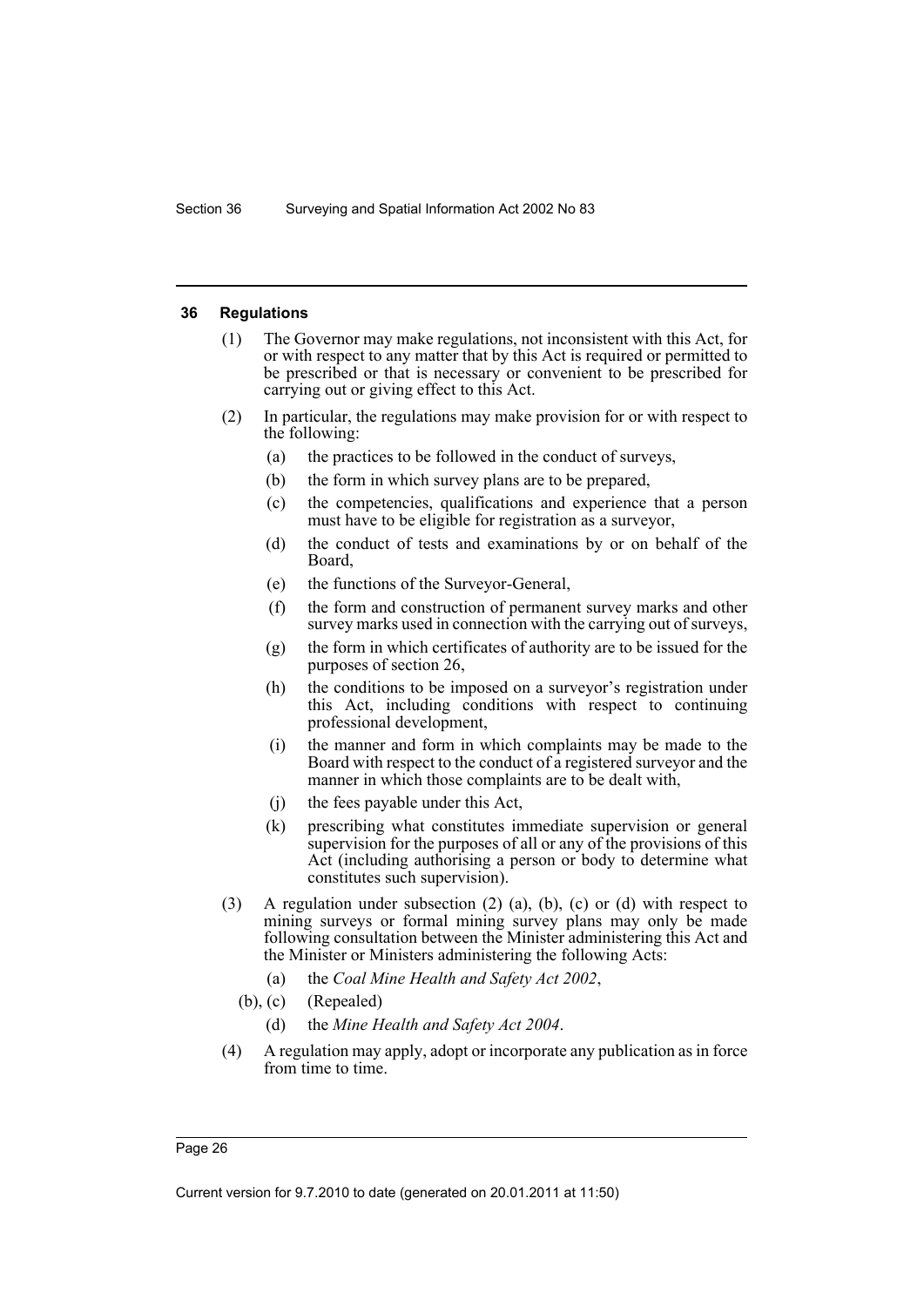## 36 Regulations

(1) The Governor may make regulations, not inconsistent with this Act, for or with respect to any matter that by this Act is required or permitted to be prescribed or that is necessary or convenient to be prescribed for carrying out or giving effect to this Act.

(2) In particular, the regulations may make provision for or with respect to the following:

- (a) the practices to be followed in the conduct of surveys,
- (b) the form in which survey plans are to be prepared,
- (c) the competencies, qualifications and experience that a person must have to be eligible for registration as a surveyor,
- (d) the conduct of tests and examinations by or on behalf of the Board,
- (e) the functions of the Surveyor-General,
- (f) the form and construction of permanent survey marks and other survey marks used in connection with the carrying out of surveys,
- (g) the form in which certificates of authority are to be issued for the purposes of section 26,
- (h) the conditions to be imposed on a surveyor's registration under this Act, including conditions with respect to continuing professional development,
- (i) the manner and form in which complaints may be made to the Board with respect to the conduct of a registered surveyor and the manner in which those complaints are to be dealt with,
- (j) the fees payable under this Act,
- (k) prescribing what constitutes immediate supervision or general supervision for the purposes of all or any of the provisions of this Act (including authorising a person or body to determine what constitutes such supervision).

(3) A regulation under subsection (2) (a), (b), (c) or (d) with respect to mining surveys or formal mining survey plans may only be made following consultation between the Minister administering this Act and the Minister or Ministers administering the following Acts:

- (a) the *Coal Mine Health and Safety Act 2002*,
- (b), (c) (Repealed)
- (d) the *Mine Health and Safety Act 2004*.

(4) A regulation may apply, adopt or incorporate any publication as in force from time to time.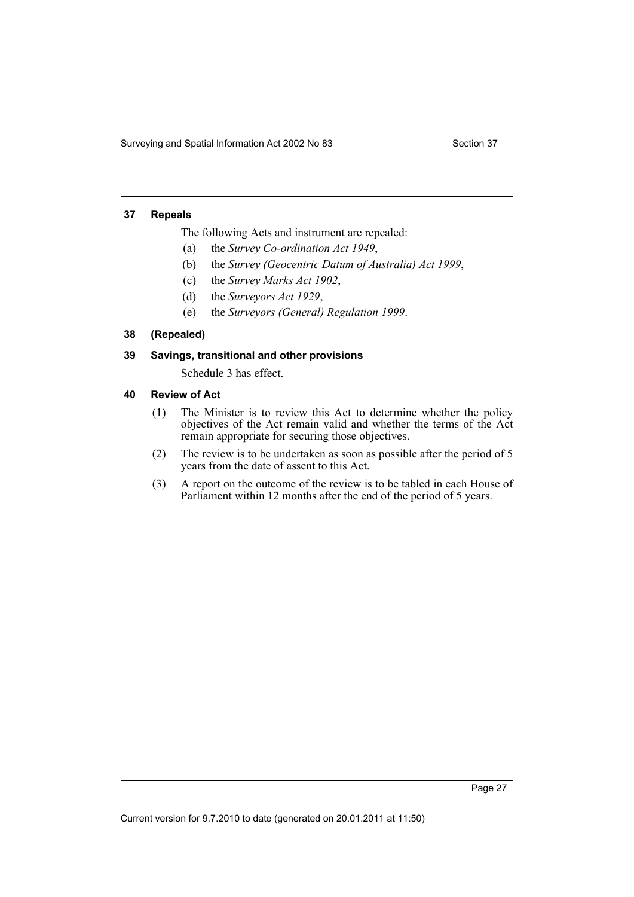## 37 Repeals

The following Acts and instrument are repealed:

(a) the *Survey Co-ordination Act 1949*,

(b) the *Survey (Geocentric Datum of Australia) Act 1999*,

(c) the *Survey Marks Act 1902*,

(d) the *Surveyors Act 1929*,

(e) the *Surveyors (General) Regulation 1999*.

## 38 (Repealed)

## 39 Savings, transitional and other provisions

Schedule 3 has effect.

## 40 Review of Act

(1) The Minister is to review this Act to determine whether the policy objectives of the Act remain valid and whether the terms of the Act remain appropriate for securing those objectives.

(2) The review is to be undertaken as soon as possible after the period of 5 years from the date of assent to this Act.

(3) A report on the outcome of the review is to be tabled in each House of Parliament within 12 months after the end of the period of 5 years.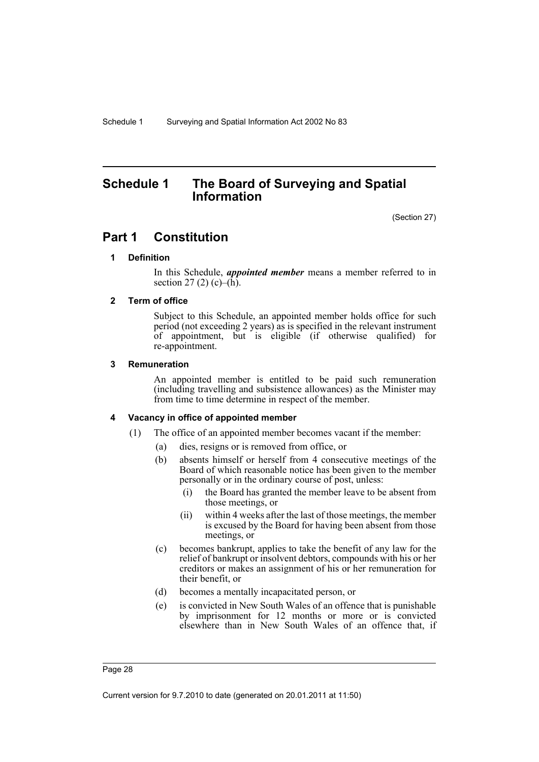# Schedule 1 The Board of Surveying and Spatial Information

(Section 27)

## Part 1 Constitution

### 1 Definition

In this Schedule, ***appointed member*** means a member referred to in section 27 (2) (c)–(h).

### 2 Term of office

Subject to this Schedule, an appointed member holds office for such period (not exceeding 2 years) as is specified in the relevant instrument of appointment, but is eligible (if otherwise qualified) for re-appointment.

### 3 Remuneration

An appointed member is entitled to be paid such remuneration (including travelling and subsistence allowances) as the Minister may from time to time determine in respect of the member.

### 4 Vacancy in office of appointed member

(1) The office of an appointed member becomes vacant if the member:

- (a) dies, resigns or is removed from office, or
- (b) absents himself or herself from 4 consecutive meetings of the Board of which reasonable notice has been given to the member personally or in the ordinary course of post, unless:
  - (i) the Board has granted the member leave to be absent from those meetings, or
  - (ii) within 4 weeks after the last of those meetings, the member is excused by the Board for having been absent from those meetings, or
- (c) becomes bankrupt, applies to take the benefit of any law for the relief of bankrupt or insolvent debtors, compounds with his or her creditors or makes an assignment of his or her remuneration for their benefit, or
- (d) becomes a mentally incapacitated person, or
- (e) is convicted in New South Wales of an offence that is punishable by imprisonment for 12 months or more or is convicted elsewhere than in New South Wales of an offence that, if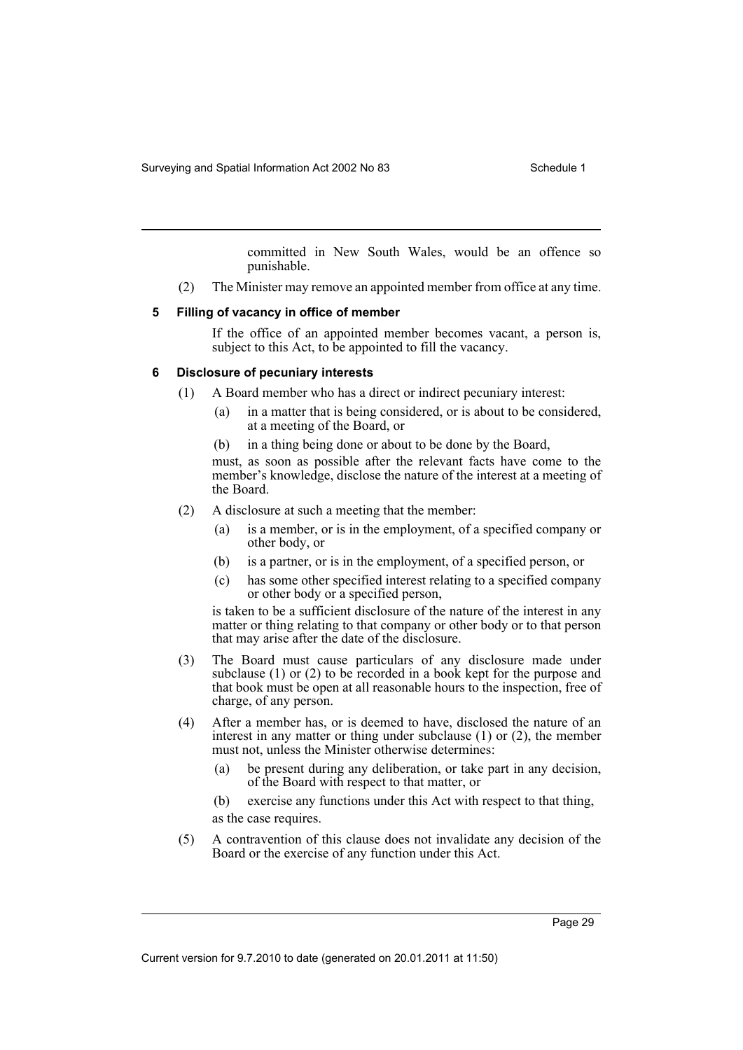committed in New South Wales, would be an offence so punishable.

(2) The Minister may remove an appointed member from office at any time.

### 5 Filling of vacancy in office of member

If the office of an appointed member becomes vacant, a person is, subject to this Act, to be appointed to fill the vacancy.

### 6 Disclosure of pecuniary interests

(1) A Board member who has a direct or indirect pecuniary interest:

- (a) in a matter that is being considered, or is about to be considered, at a meeting of the Board, or
- (b) in a thing being done or about to be done by the Board,

must, as soon as possible after the relevant facts have come to the member's knowledge, disclose the nature of the interest at a meeting of the Board.

(2) A disclosure at such a meeting that the member:

- (a) is a member, or is in the employment, of a specified company or other body, or
- (b) is a partner, or is in the employment, of a specified person, or
- (c) has some other specified interest relating to a specified company or other body or a specified person,

is taken to be a sufficient disclosure of the nature of the interest in any matter or thing relating to that company or other body or to that person that may arise after the date of the disclosure.

(3) The Board must cause particulars of any disclosure made under subclause (1) or (2) to be recorded in a book kept for the purpose and that book must be open at all reasonable hours to the inspection, free of charge, of any person.

(4) After a member has, or is deemed to have, disclosed the nature of an interest in any matter or thing under subclause (1) or (2), the member must not, unless the Minister otherwise determines:

- (a) be present during any deliberation, or take part in any decision, of the Board with respect to that matter, or
- (b) exercise any functions under this Act with respect to that thing,

as the case requires.

(5) A contravention of this clause does not invalidate any decision of the Board or the exercise of any function under this Act.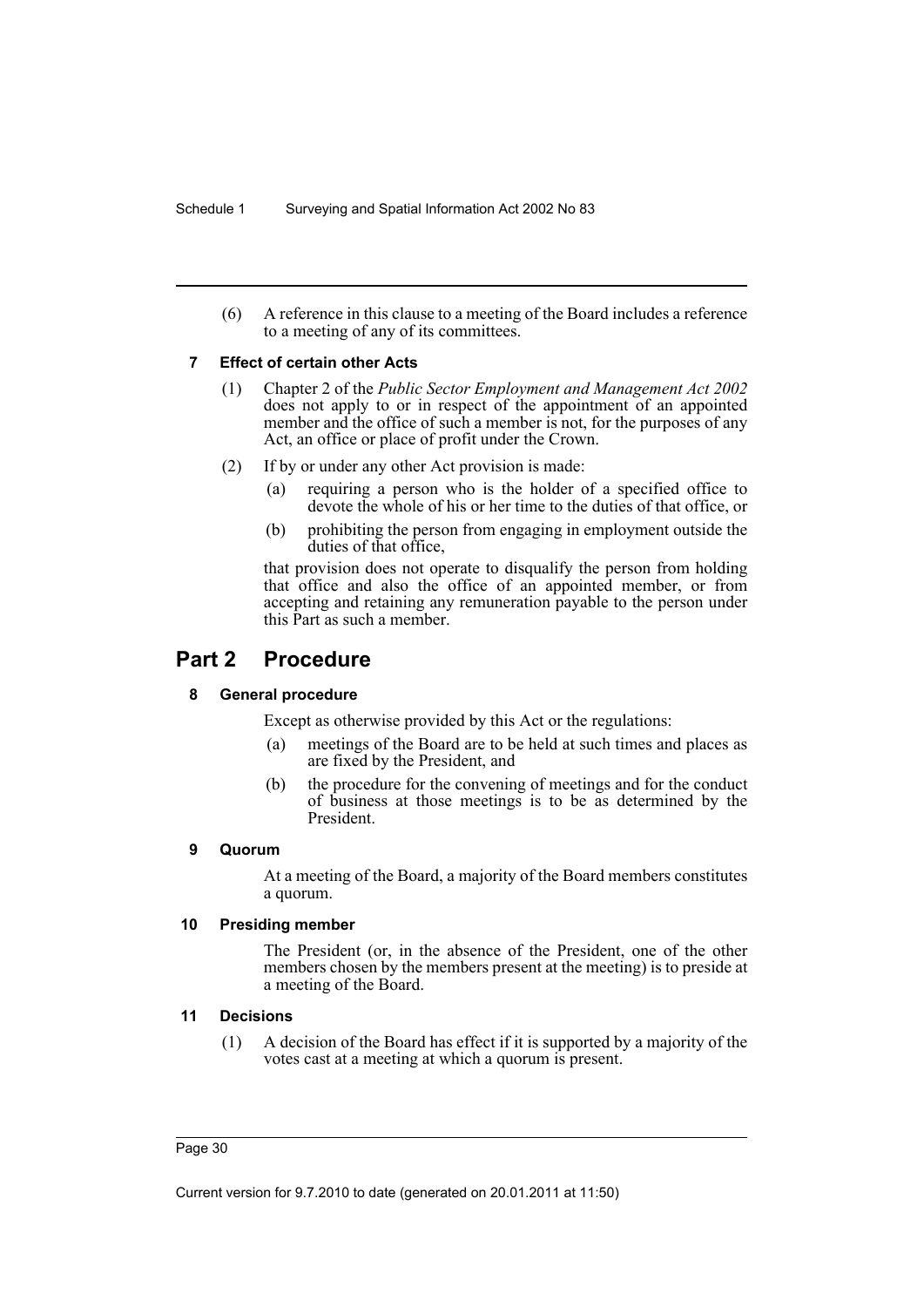(6) A reference in this clause to a meeting of the Board includes a reference to a meeting of any of its committees.

### 7 Effect of certain other Acts

(1) Chapter 2 of the *Public Sector Employment and Management Act 2002* does not apply to or in respect of the appointment of an appointed member and the office of such a member is not, for the purposes of any Act, an office or place of profit under the Crown.

(2) If by or under any other Act provision is made:

(a) requiring a person who is the holder of a specified office to devote the whole of his or her time to the duties of that office, or

(b) prohibiting the person from engaging in employment outside the duties of that office,

that provision does not operate to disqualify the person from holding that office and also the office of an appointed member, or from accepting and retaining any remuneration payable to the person under this Part as such a member.

## Part 2 Procedure

### 8 General procedure

Except as otherwise provided by this Act or the regulations:

(a) meetings of the Board are to be held at such times and places as are fixed by the President, and

(b) the procedure for the convening of meetings and for the conduct of business at those meetings is to be as determined by the President.

### 9 Quorum

At a meeting of the Board, a majority of the Board members constitutes a quorum.

### 10 Presiding member

The President (or, in the absence of the President, one of the other members chosen by the members present at the meeting) is to preside at a meeting of the Board.

### 11 Decisions

(1) A decision of the Board has effect if it is supported by a majority of the votes cast at a meeting at which a quorum is present.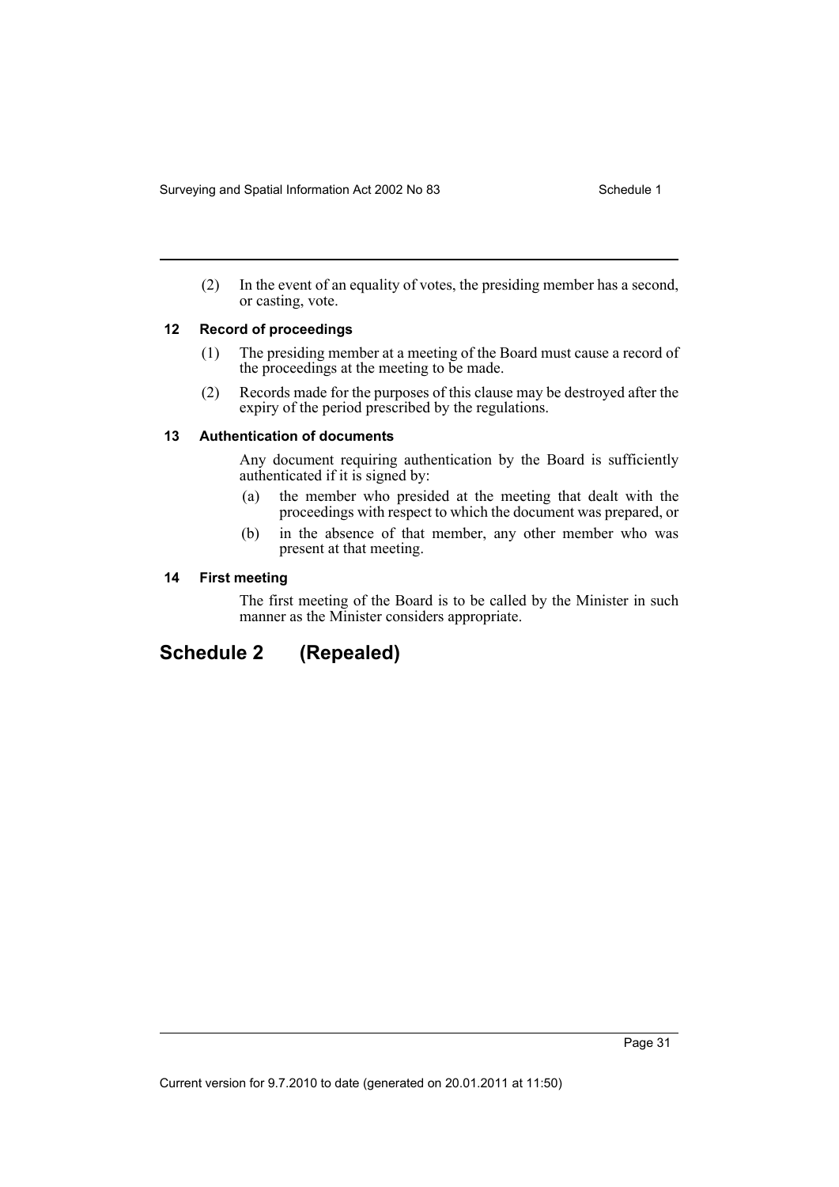(2) In the event of an equality of votes, the presiding member has a second, or casting, vote.

### 12 Record of proceedings

(1) The presiding member at a meeting of the Board must cause a record of the proceedings at the meeting to be made.

(2) Records made for the purposes of this clause may be destroyed after the expiry of the period prescribed by the regulations.

### 13 Authentication of documents

Any document requiring authentication by the Board is sufficiently authenticated if it is signed by:

(a) the member who presided at the meeting that dealt with the proceedings with respect to which the document was prepared, or

(b) in the absence of that member, any other member who was present at that meeting.

### 14 First meeting

The first meeting of the Board is to be called by the Minister in such manner as the Minister considers appropriate.

## Schedule 2 (Repealed)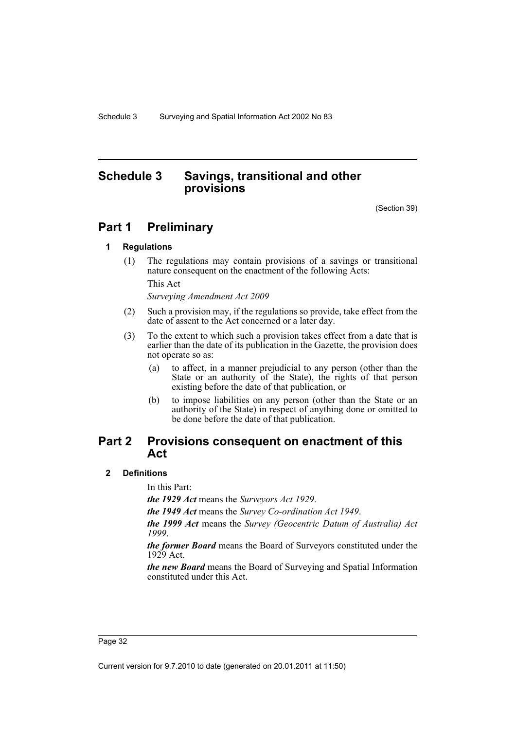# Schedule 3 Savings, transitional and other provisions

(Section 39)

## Part 1 Preliminary

### 1 Regulations

(1) The regulations may contain provisions of a savings or transitional nature consequent on the enactment of the following Acts:

This Act

*Surveying Amendment Act 2009*

(2) Such a provision may, if the regulations so provide, take effect from the date of assent to the Act concerned or a later day.

(3) To the extent to which such a provision takes effect from a date that is earlier than the date of its publication in the Gazette, the provision does not operate so as:

- (a) to affect, in a manner prejudicial to any person (other than the State or an authority of the State), the rights of that person existing before the date of that publication, or
- (b) to impose liabilities on any person (other than the State or an authority of the State) in respect of anything done or omitted to be done before the date of that publication.

## Part 2 Provisions consequent on enactment of this Act

### 2 Definitions

In this Part:

***the 1929 Act*** means the *Surveyors Act 1929*.

***the 1949 Act*** means the *Survey Co-ordination Act 1949*.

***the 1999 Act*** means the *Survey (Geocentric Datum of Australia) Act 1999*.

***the former Board*** means the Board of Surveyors constituted under the 1929 Act.

***the new Board*** means the Board of Surveying and Spatial Information constituted under this Act.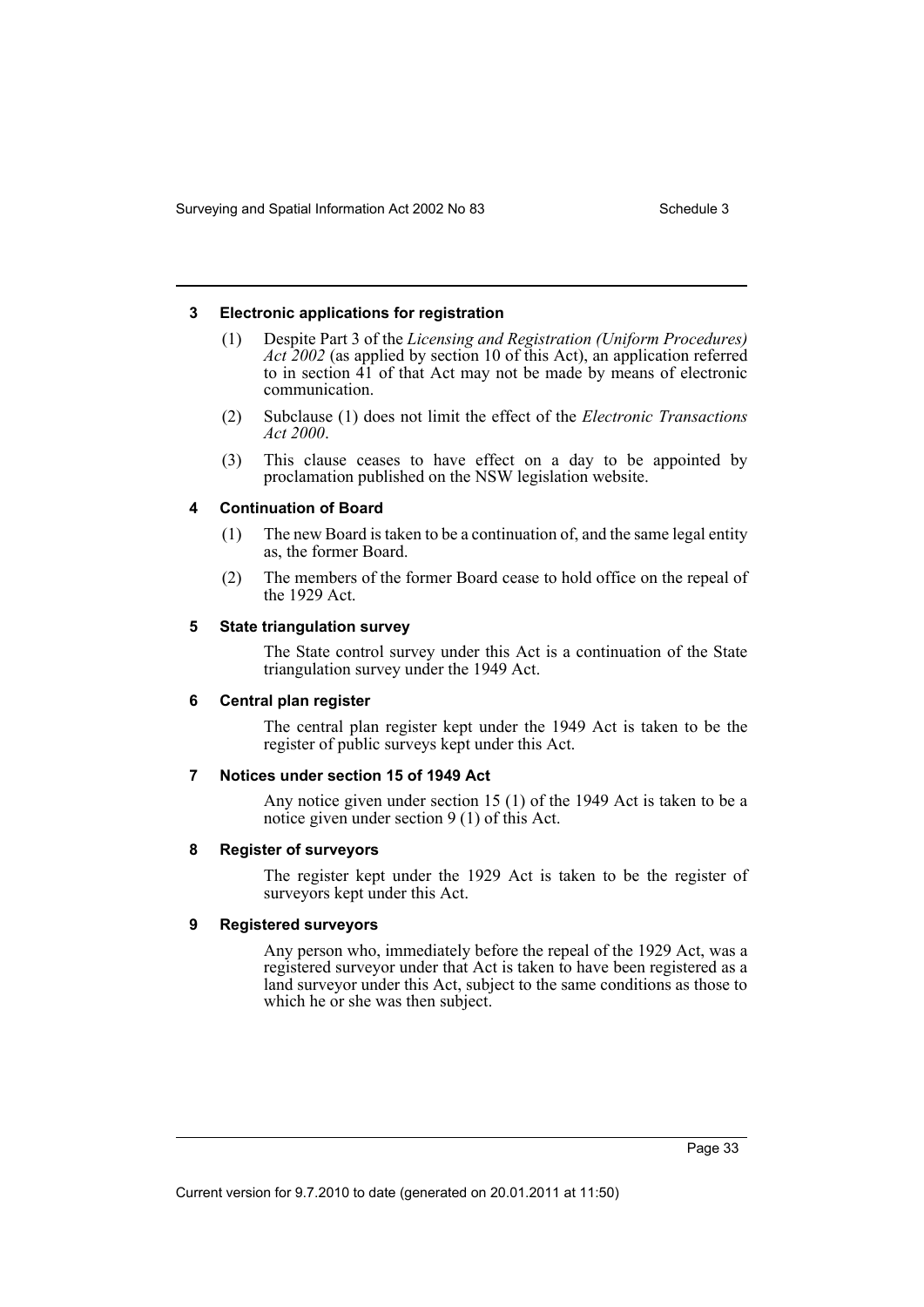#### 3 Electronic applications for registration

(1) Despite Part 3 of the *Licensing and Registration (Uniform Procedures) Act 2002* (as applied by section 10 of this Act), an application referred to in section 41 of that Act may not be made by means of electronic communication.

(2) Subclause (1) does not limit the effect of the *Electronic Transactions Act 2000*.

(3) This clause ceases to have effect on a day to be appointed by proclamation published on the NSW legislation website.

#### 4 Continuation of Board

(1) The new Board is taken to be a continuation of, and the same legal entity as, the former Board.

(2) The members of the former Board cease to hold office on the repeal of the 1929 Act.

#### 5 State triangulation survey

The State control survey under this Act is a continuation of the State triangulation survey under the 1949 Act.

#### 6 Central plan register

The central plan register kept under the 1949 Act is taken to be the register of public surveys kept under this Act.

#### 7 Notices under section 15 of 1949 Act

Any notice given under section 15 (1) of the 1949 Act is taken to be a notice given under section 9 (1) of this Act.

#### 8 Register of surveyors

The register kept under the 1929 Act is taken to be the register of surveyors kept under this Act.

#### 9 Registered surveyors

Any person who, immediately before the repeal of the 1929 Act, was a registered surveyor under that Act is taken to have been registered as a land surveyor under this Act, subject to the same conditions as those to which he or she was then subject.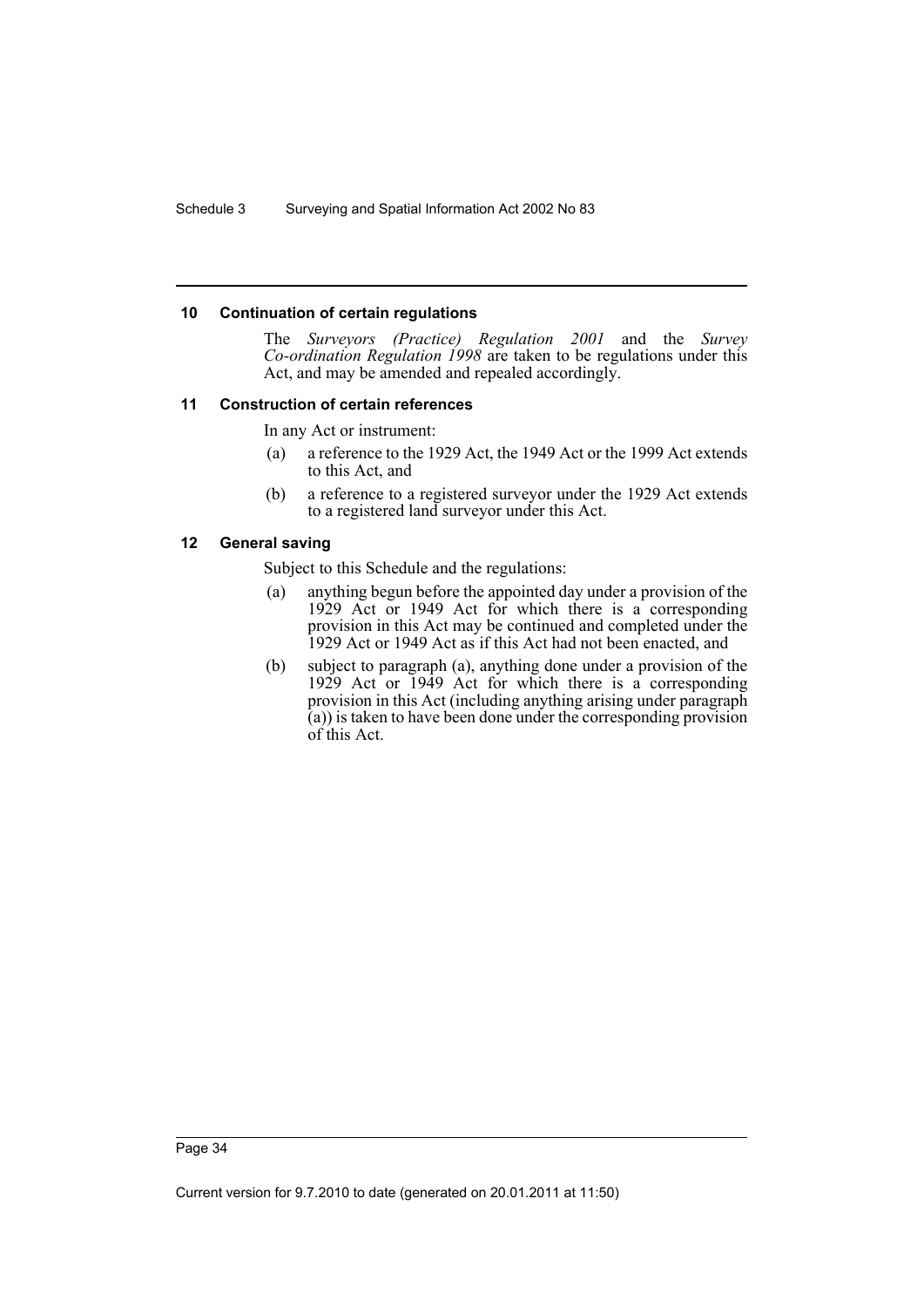#### 10 Continuation of certain regulations

The *Surveyors (Practice) Regulation 2001* and the *Survey Co-ordination Regulation 1998* are taken to be regulations under this Act, and may be amended and repealed accordingly.

#### 11 Construction of certain references

In any Act or instrument:

- (a) a reference to the 1929 Act, the 1949 Act or the 1999 Act extends to this Act, and
- (b) a reference to a registered surveyor under the 1929 Act extends to a registered land surveyor under this Act.

#### 12 General saving

Subject to this Schedule and the regulations:

- (a) anything begun before the appointed day under a provision of the 1929 Act or 1949 Act for which there is a corresponding provision in this Act may be continued and completed under the 1929 Act or 1949 Act as if this Act had not been enacted, and
- (b) subject to paragraph (a), anything done under a provision of the 1929 Act or 1949 Act for which there is a corresponding provision in this Act (including anything arising under paragraph (a)) is taken to have been done under the corresponding provision of this Act.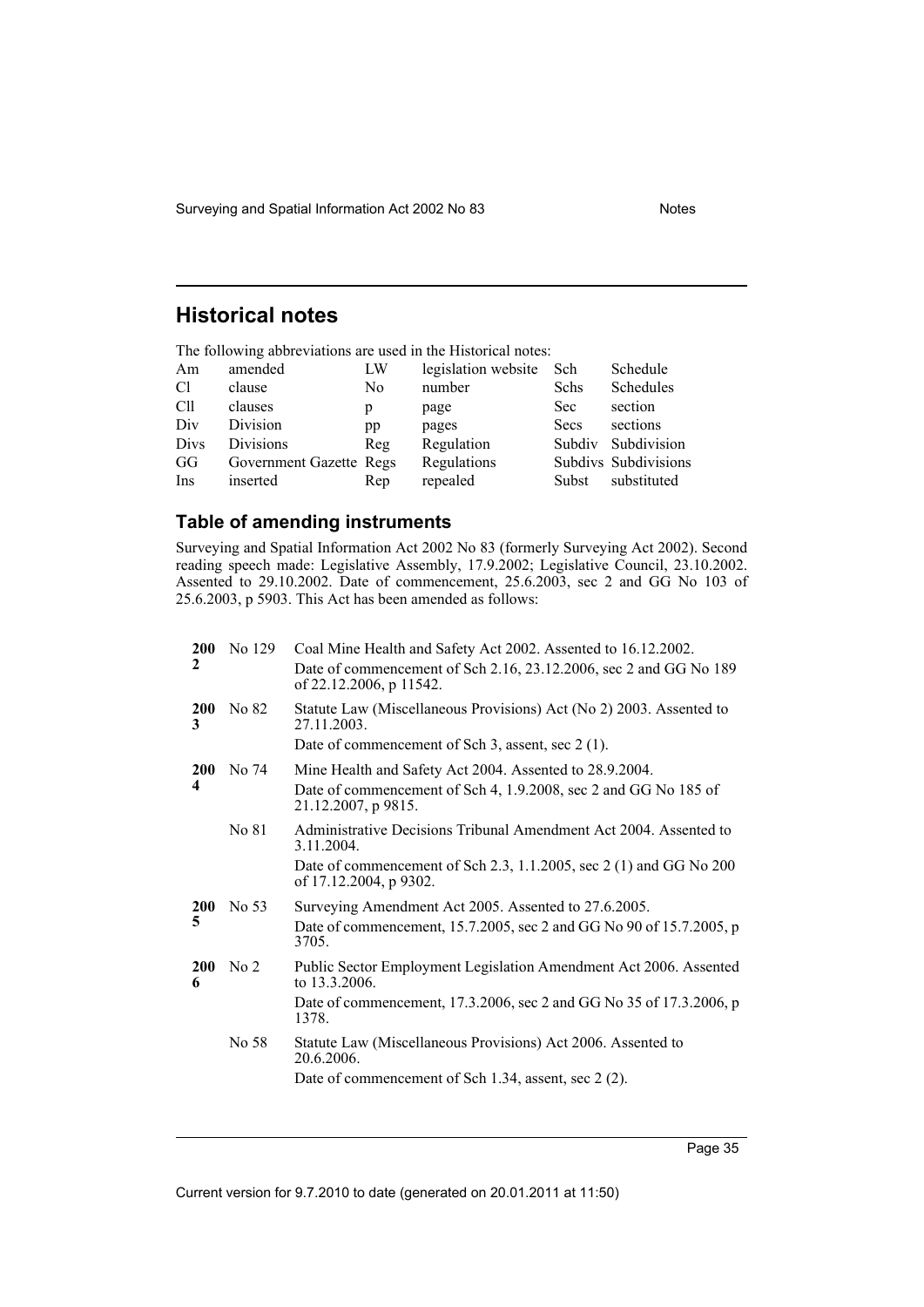## Historical notes

The following abbreviations are used in the Historical notes:

| | | | | | |
|---|---|---|---|---|---|
| Am | amended | LW | legislation website | Sch | Schedule |
| Cl | clause | No | number | Schs | Schedules |
| Cll | clauses | p | page | Sec | section |
| Div | Division | pp | pages | Secs | sections |
| Divs | Divisions | Reg | Regulation | Subdiv | Subdivision |
| GG | Government Gazette | Regs | Regulations | Subdivs | Subdivisions |
| Ins | inserted | Rep | repealed | Subst | substituted |

### Table of amending instruments

Surveying and Spatial Information Act 2002 No 83 (formerly Surveying Act 2002). Second reading speech made: Legislative Assembly, 17.9.2002; Legislative Council, 23.10.2002. Assented to 29.10.2002. Date of commencement, 25.6.2003, sec 2 and GG No 103 of 25.6.2003, p 5903. This Act has been amended as follows:

| | | |
|---|---|---|
| **2002** | No 129 | Coal Mine Health and Safety Act 2002. Assented to 16.12.2002.<br>Date of commencement of Sch 2.16, 23.12.2006, sec 2 and GG No 189 of 22.12.2006, p 11542. |
| **2003** | No 82 | Statute Law (Miscellaneous Provisions) Act (No 2) 2003. Assented to 27.11.2003.<br>Date of commencement of Sch 3, assent, sec 2 (1). |
| **2004** | No 74 | Mine Health and Safety Act 2004. Assented to 28.9.2004.<br>Date of commencement of Sch 4, 1.9.2008, sec 2 and GG No 185 of 21.12.2007, p 9815. |
| | No 81 | Administrative Decisions Tribunal Amendment Act 2004. Assented to 3.11.2004.<br>Date of commencement of Sch 2.3, 1.1.2005, sec 2 (1) and GG No 200 of 17.12.2004, p 9302. |
| **2005** | No 53 | Surveying Amendment Act 2005. Assented to 27.6.2005.<br>Date of commencement, 15.7.2005, sec 2 and GG No 90 of 15.7.2005, p 3705. |
| **2006** | No 2 | Public Sector Employment Legislation Amendment Act 2006. Assented to 13.3.2006.<br>Date of commencement, 17.3.2006, sec 2 and GG No 35 of 17.3.2006, p 1378. |
| | No 58 | Statute Law (Miscellaneous Provisions) Act 2006. Assented to 20.6.2006.<br>Date of commencement of Sch 1.34, assent, sec 2 (2). |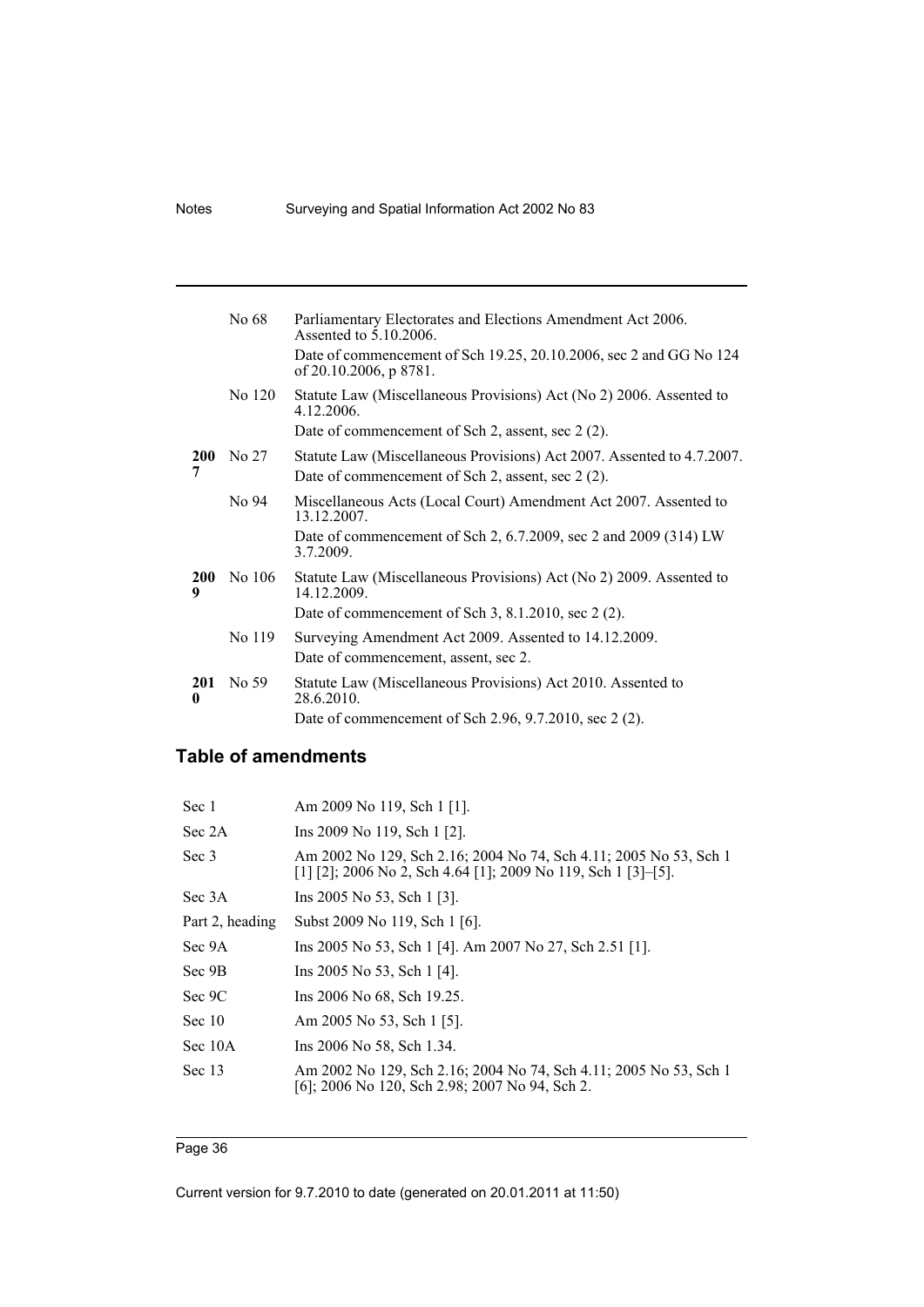| | | |
|---|---|---|
| | No 68 | Parliamentary Electorates and Elections Amendment Act 2006. Assented to 5.10.2006.<br>Date of commencement of Sch 19.25, 20.10.2006, sec 2 and GG No 124 of 20.10.2006, p 8781. |
| | No 120 | Statute Law (Miscellaneous Provisions) Act (No 2) 2006. Assented to 4.12.2006.<br>Date of commencement of Sch 2, assent, sec 2 (2). |
| **2007** | No 27 | Statute Law (Miscellaneous Provisions) Act 2007. Assented to 4.7.2007.<br>Date of commencement of Sch 2, assent, sec 2 (2). |
| | No 94 | Miscellaneous Acts (Local Court) Amendment Act 2007. Assented to 13.12.2007.<br>Date of commencement of Sch 2, 6.7.2009, sec 2 and 2009 (314) LW 3.7.2009. |
| **2009** | No 106 | Statute Law (Miscellaneous Provisions) Act (No 2) 2009. Assented to 14.12.2009.<br>Date of commencement of Sch 3, 8.1.2010, sec 2 (2). |
| | No 119 | Surveying Amendment Act 2009. Assented to 14.12.2009.<br>Date of commencement, assent, sec 2. |
| **2010** | No 59 | Statute Law (Miscellaneous Provisions) Act 2010. Assented to 28.6.2010.<br>Date of commencement of Sch 2.96, 9.7.2010, sec 2 (2). |

## Table of amendments

| | |
|---|---|
| Sec 1 | Am 2009 No 119, Sch 1 [1]. |
| Sec 2A | Ins 2009 No 119, Sch 1 [2]. |
| Sec 3 | Am 2002 No 129, Sch 2.16; 2004 No 74, Sch 4.11; 2005 No 53, Sch 1 [1] [2]; 2006 No 2, Sch 4.64 [1]; 2009 No 119, Sch 1 [3]–[5]. |
| Sec 3A | Ins 2005 No 53, Sch 1 [3]. |
| Part 2, heading | Subst 2009 No 119, Sch 1 [6]. |
| Sec 9A | Ins 2005 No 53, Sch 1 [4]. Am 2007 No 27, Sch 2.51 [1]. |
| Sec 9B | Ins 2005 No 53, Sch 1 [4]. |
| Sec 9C | Ins 2006 No 68, Sch 19.25. |
| Sec 10 | Am 2005 No 53, Sch 1 [5]. |
| Sec 10A | Ins 2006 No 58, Sch 1.34. |
| Sec 13 | Am 2002 No 129, Sch 2.16; 2004 No 74, Sch 4.11; 2005 No 53, Sch 1 [6]; 2006 No 120, Sch 2.98; 2007 No 94, Sch 2. |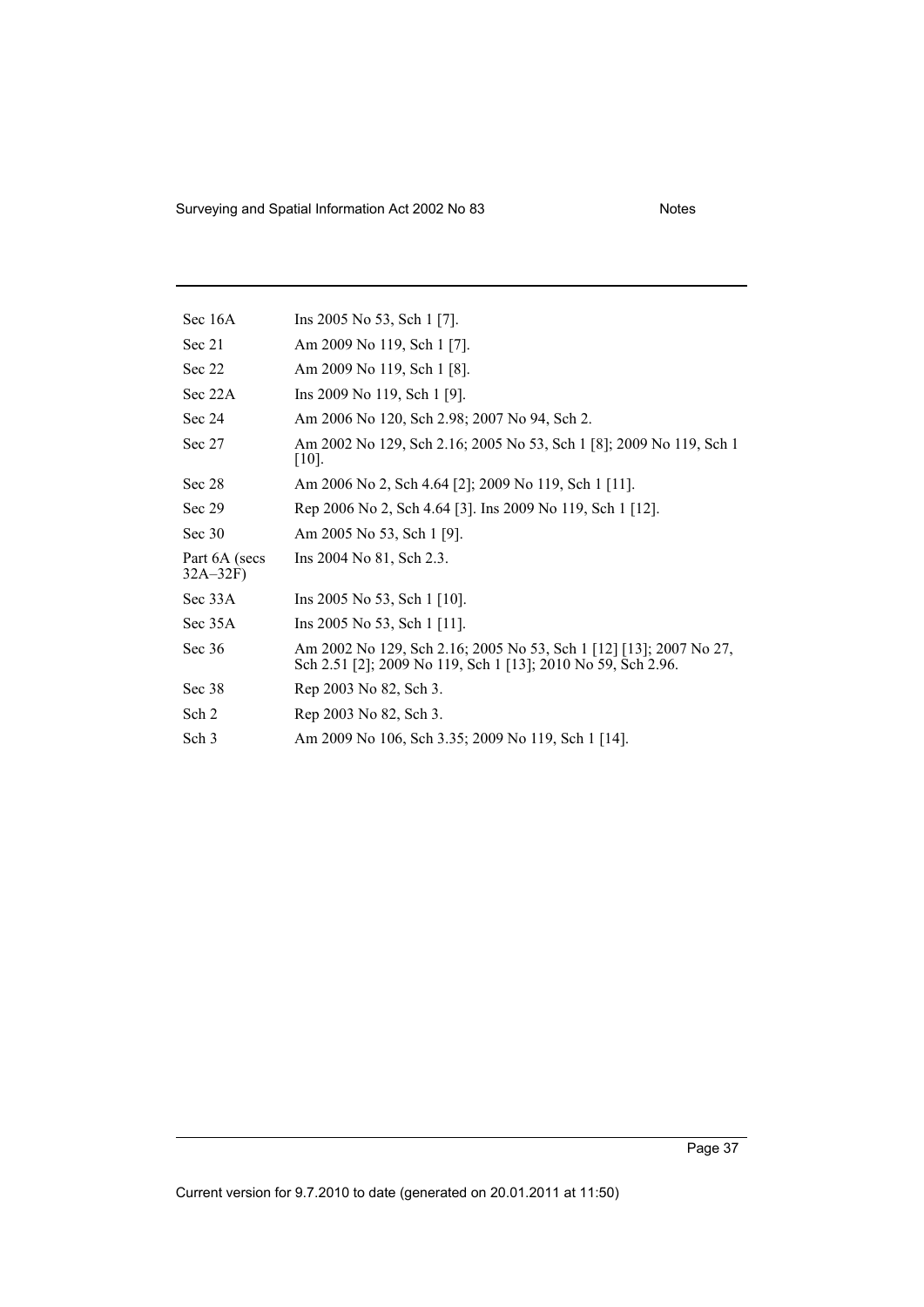| | |
|---|---|
| Sec 16A | Ins 2005 No 53, Sch 1 [7]. |
| Sec 21 | Am 2009 No 119, Sch 1 [7]. |
| Sec 22 | Am 2009 No 119, Sch 1 [8]. |
| Sec 22A | Ins 2009 No 119, Sch 1 [9]. |
| Sec 24 | Am 2006 No 120, Sch 2.98; 2007 No 94, Sch 2. |
| Sec 27 | Am 2002 No 129, Sch 2.16; 2005 No 53, Sch 1 [8]; 2009 No 119, Sch 1 [10]. |
| Sec 28 | Am 2006 No 2, Sch 4.64 [2]; 2009 No 119, Sch 1 [11]. |
| Sec 29 | Rep 2006 No 2, Sch 4.64 [3]. Ins 2009 No 119, Sch 1 [12]. |
| Sec 30 | Am 2005 No 53, Sch 1 [9]. |
| Part 6A (secs 32A–32F) | Ins 2004 No 81, Sch 2.3. |
| Sec 33A | Ins 2005 No 53, Sch 1 [10]. |
| Sec 35A | Ins 2005 No 53, Sch 1 [11]. |
| Sec 36 | Am 2002 No 129, Sch 2.16; 2005 No 53, Sch 1 [12] [13]; 2007 No 27, Sch 2.51 [2]; 2009 No 119, Sch 1 [13]; 2010 No 59, Sch 2.96. |
| Sec 38 | Rep 2003 No 82, Sch 3. |
| Sch 2 | Rep 2003 No 82, Sch 3. |
| Sch 3 | Am 2009 No 106, Sch 3.35; 2009 No 119, Sch 1 [14]. |